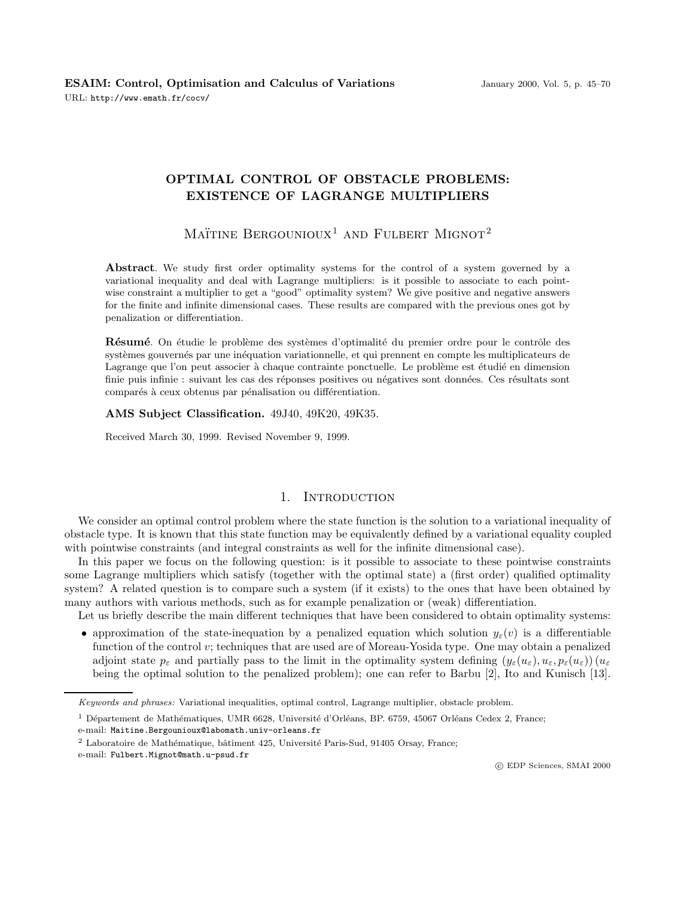# OPTIMAL CONTROL OF OBSTACLE PROBLEMS: EXISTENCE OF LAGRANGE MULTIPLIERS

Maïtine Bergounioux[1] and Fulbert Mignot[2]

**Abstract**. We study first order optimality systems for the control of a system governed by a variational inequality and deal with Lagrange multipliers: is it possible to associate to each pointwise constraint a multiplier to get a "good" optimality system? We give positive and negative answers for the finite and infinite dimensional cases. These results are compared with the previous ones got by penalization or differentiation.

**Résumé**. On étudie le problème des systèmes d'optimalité du premier ordre pour le contrôle des systèmes gouvernés par une inéquation variationnelle, et qui prennent en compte les multiplicateurs de Lagrange que l'on peut associer à chaque contrainte ponctuelle. Le problème est étudié en dimension finie puis infinie : suivant les cas des réponses positives ou négatives sont données. Ces résultats sont comparés à ceux obtenus par pénalisation ou différentiation.

**AMS Subject Classification.** 49J40, 49K20, 49K35.

Received March 30, 1999. Revised November 9, 1999.

## 1. Introduction

We consider an optimal control problem where the state function is the solution to a variational inequality of obstacle type. It is known that this state function may be equivalently defined by a variational equality coupled with pointwise constraints (and integral constraints as well for the infinite dimensional case).

In this paper we focus on the following question: is it possible to associate to these pointwise constraints some Lagrange multipliers which satisfy (together with the optimal state) a (first order) qualified optimality system? A related question is to compare such a system (if it exists) to the ones that have been obtained by many authors with various methods, such as for example penalization or (weak) differentiation.

Let us briefly describe the main different techniques that have been considered to obtain optimality systems:

- approximation of the state-inequation by a penalized equation which solution $y_\varepsilon(v)$ is a differentiable function of the control $v$; techniques that are used are of Moreau-Yosida type. One may obtain a penalized adjoint state $p_\varepsilon$ and partially pass to the limit in the optimality system defining $(y_\varepsilon(u_\varepsilon), u_\varepsilon, p_\varepsilon(u_\varepsilon))$ ($u_\varepsilon$ being the optimal solution to the penalized problem); one can refer to Barbu [2], Ito and Kunisch [13].

*Keywords and phrases:* Variational inequalities, optimal control, Lagrange multiplier, obstacle problem.

[1] Département de Mathématiques, UMR 6628, Université d'Orléans, BP. 6759, 45067 Orléans Cedex 2, France; e-mail: Maitine.Bergounioux@labomath.univ-orleans.fr

[2] Laboratoire de Mathématique, bâtiment 425, Université Paris-Sud, 91405 Orsay, France; e-mail: Fulbert.Mignot@math.u-psud.fr

© EDP Sciences, SMAI 2000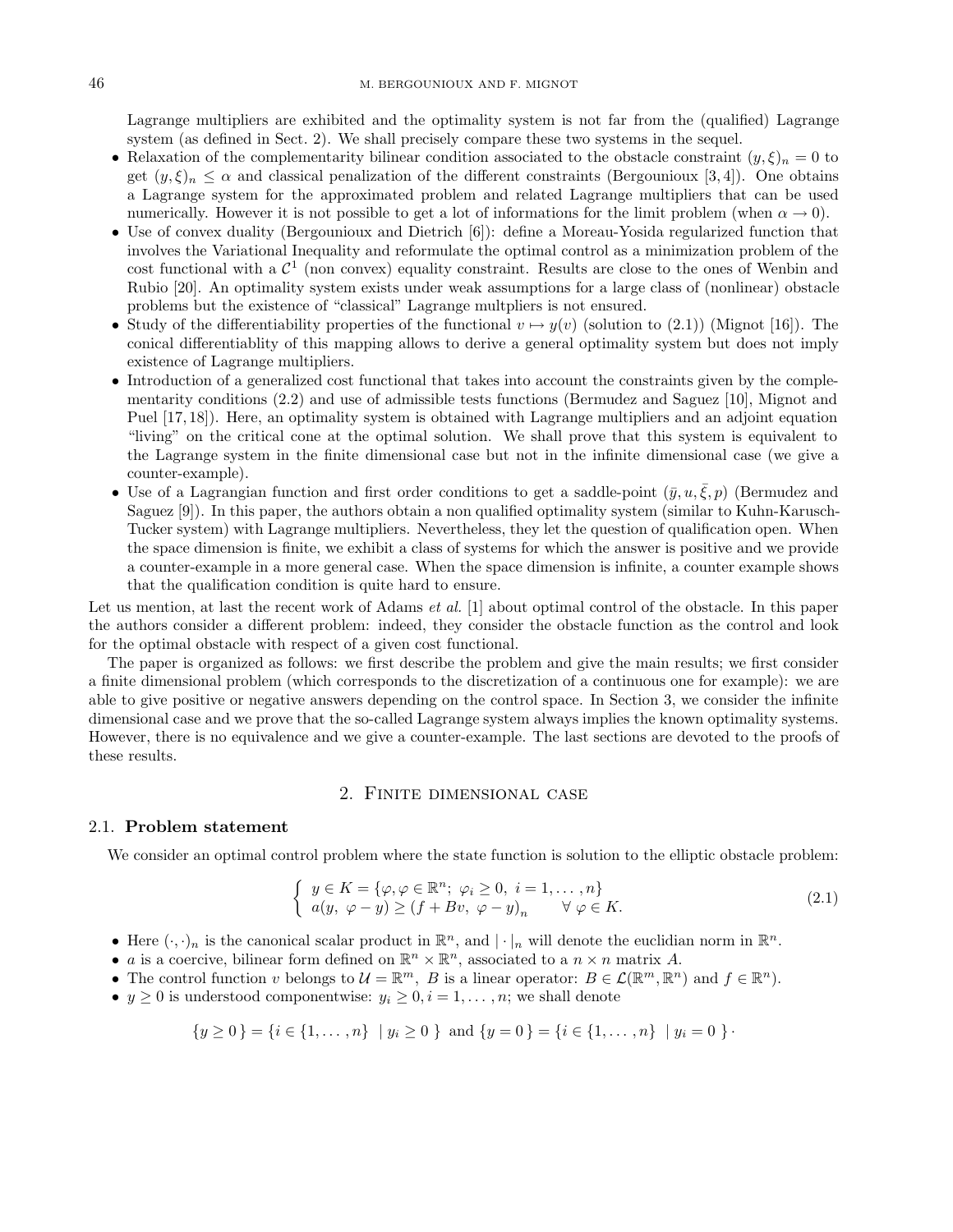Lagrange multipliers are exhibited and the optimality system is not far from the (qualified) Lagrange system (as defined in Sect. 2). We shall precisely compare these two systems in the sequel.

- Relaxation of the complementarity bilinear condition associated to the obstacle constraint $(y, \xi)_n = 0$ to get $(y, \xi)_n \leq \alpha$ and classical penalization of the different constraints (Bergounioux [3, 4]). One obtains a Lagrange system for the approximated problem and related Lagrange multipliers that can be used numerically. However it is not possible to get a lot of informations for the limit problem (when $\alpha \to 0$).
- Use of convex duality (Bergounioux and Dietrich [6]): define a Moreau-Yosida regularized function that involves the Variational Inequality and reformulate the optimal control as a minimization problem of the cost functional with a $\mathcal{C}^1$ (non convex) equality constraint. Results are close to the ones of Wenbin and Rubio [20]. An optimality system exists under weak assumptions for a large class of (nonlinear) obstacle problems but the existence of "classical" Lagrange multpliers is not ensured.
- Study of the differentiability properties of the functional $v \mapsto y(v)$ (solution to (2.1)) (Mignot [16]). The conical differentiablity of this mapping allows to derive a general optimality system but does not imply existence of Lagrange multipliers.
- Introduction of a generalized cost functional that takes into account the constraints given by the complementarity conditions (2.2) and use of admissible tests functions (Bermudez and Saguez [10], Mignot and Puel [17, 18]). Here, an optimality system is obtained with Lagrange multipliers and an adjoint equation "living" on the critical cone at the optimal solution. We shall prove that this system is equivalent to the Lagrange system in the finite dimensional case but not in the infinite dimensional case (we give a counter-example).
- Use of a Lagrangian function and first order conditions to get a saddle-point $(\bar{y}, u, \bar{\xi}, p)$ (Bermudez and Saguez [9]). In this paper, the authors obtain a non qualified optimality system (similar to Kuhn-Karusch-Tucker system) with Lagrange multipliers. Nevertheless, they let the question of qualification open. When the space dimension is finite, we exhibit a class of systems for which the answer is positive and we provide a counter-example in a more general case. When the space dimension is infinite, a counter example shows that the qualification condition is quite hard to ensure.

Let us mention, at last the recent work of Adams *et al.* [1] about optimal control of the obstacle. In this paper the authors consider a different problem: indeed, they consider the obstacle function as the control and look for the optimal obstacle with respect of a given cost functional.

The paper is organized as follows: we first describe the problem and give the main results; we first consider a finite dimensional problem (which corresponds to the discretization of a continuous one for example): we are able to give positive or negative answers depending on the control space. In Section 3, we consider the infinite dimensional case and we prove that the so-called Lagrange system always implies the known optimality systems. However, there is no equivalence and we give a counter-example. The last sections are devoted to the proofs of these results.

## 2. Finite dimensional case

### 2.1. Problem statement

We consider an optimal control problem where the state function is solution to the elliptic obstacle problem:

$$\begin{cases} y \in K = \{\varphi, \varphi \in \mathbb{R}^n;\ \varphi_i \geq 0,\ i = 1, \ldots, n\} \\ a(y,\ \varphi - y) \geq (f + Bv,\ \varphi - y)_n \qquad \forall\, \varphi \in K. \end{cases} \tag{2.1}$$

- Here $(\cdot, \cdot)_n$ is the canonical scalar product in $\mathbb{R}^n$, and $|\cdot|_n$ will denote the euclidian norm in $\mathbb{R}^n$.
- $a$ is a coercive, bilinear form defined on $\mathbb{R}^n \times \mathbb{R}^n$, associated to a $n \times n$ matrix $A$.
- The control function $v$ belongs to $\mathcal{U} = \mathbb{R}^m$, $B$ is a linear operator: $B \in \mathcal{L}(\mathbb{R}^m, \mathbb{R}^n)$ and $f \in \mathbb{R}^n$).
- $y \geq 0$ is understood componentwise: $y_i \geq 0, i = 1, \ldots, n$; we shall denote

$$\{y \geq 0\} = \{i \in \{1, \ldots, n\} \ \mid y_i \geq 0\} \text{ and } \{y = 0\} = \{i \in \{1, \ldots, n\} \ \mid y_i = 0\} \cdot$$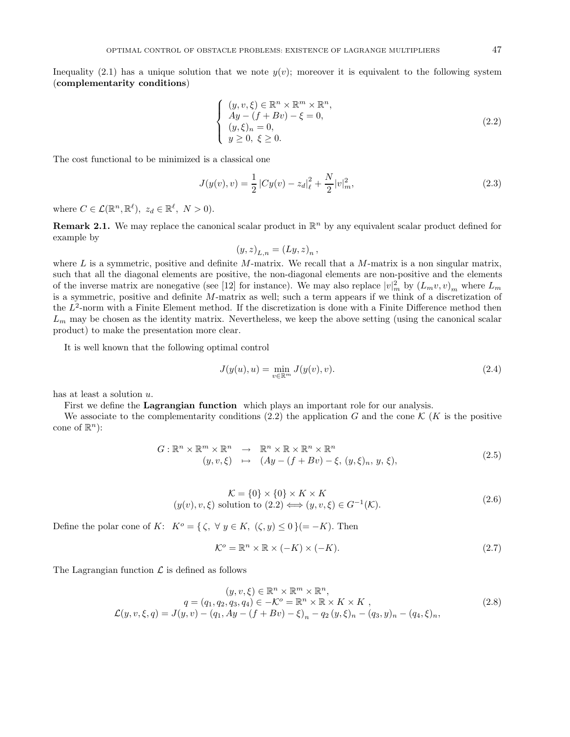Inequality (2.1) has a unique solution that we note $y(v)$; moreover it is equivalent to the following system (**complementarity conditions**)

$$
\left\{
\begin{array}{l}
(y, v, \xi) \in \mathbb{R}^n \times \mathbb{R}^m \times \mathbb{R}^n, \\
Ay - (f + Bv) - \xi = 0, \\
(y, \xi)_n = 0, \\
y \geq 0, \ \xi \geq 0.
\end{array}
\right.
\tag{2.2}
$$

The cost functional to be minimized is a classical one

$$
J(y(v), v) = \frac{1}{2} \left| Cy(v) - z_d \right|_\ell^2 + \frac{N}{2} |v|_m^2,
\tag{2.3}
$$

where $C \in \mathcal{L}(\mathbb{R}^n, \mathbb{R}^\ell), \ z_d \in \mathbb{R}^\ell, \ N > 0)$.

**Remark 2.1.** We may replace the canonical scalar product in $\mathbb{R}^n$ by any equivalent scalar product defined for example by

$$
(y, z)_{L,n} = (Ly, z)_n \, ,
$$

where $L$ is a symmetric, positive and definite $M$-matrix. We recall that a $M$-matrix is a non singular matrix, such that all the diagonal elements are positive, the non-diagonal elements are non-positive and the elements of the inverse matrix are nonegative (see [12] for instance). We may also replace $|v|_m^2$ by $(L_m v, v)_m$ where $L_m$ is a symmetric, positive and definite $M$-matrix as well; such a term appears if we think of a discretization of the $L^2$-norm with a Finite Element method. If the discretization is done with a Finite Difference method then $L_m$ may be chosen as the identity matrix. Nevertheless, we keep the above setting (using the canonical scalar product) to make the presentation more clear.

It is well known that the following optimal control

$$
J(y(u), u) = \min_{v \in \mathbb{R}^m} J(y(v), v).
\tag{2.4}
$$

has at least a solution $u$.

First we define the **Lagrangian function** which plays an important role for our analysis.

We associate to the complementarity conditions (2.2) the application $G$ and the cone $\mathcal{K}$ ($K$ is the positive cone of $\mathbb{R}^n$):

$$
\begin{array}{rcl}
G : \mathbb{R}^n \times \mathbb{R}^m \times \mathbb{R}^n & \rightarrow & \mathbb{R}^n \times \mathbb{R} \times \mathbb{R}^n \times \mathbb{R}^n \\
(y, v, \xi) & \mapsto & (Ay - (f + Bv) - \xi, \ (y, \xi)_n, \ y, \ \xi),
\end{array}
\tag{2.5}
$$

$$
\begin{array}{c}
\mathcal{K} = \{0\} \times \{0\} \times K \times K \\
(y(v), v, \xi) \text{ solution to (2.2)} \Longleftrightarrow (y, v, \xi) \in G^{-1}(\mathcal{K}).
\end{array}
\tag{2.6}
$$

Define the polar cone of $K$: $K^o = \{ \, \zeta, \ \forall \, y \in K, \ (\zeta, y) \leq 0 \, \} (= -K)$. Then

$$
\mathcal{K}^o = \mathbb{R}^n \times \mathbb{R} \times (-K) \times (-K).
\tag{2.7}
$$

The Lagrangian function $\mathcal{L}$ is defined as follows

$$
\begin{array}{c}
(y, v, \xi) \in \mathbb{R}^n \times \mathbb{R}^m \times \mathbb{R}^n, \\
q = (q_1, q_2, q_3, q_4) \in -\mathcal{K}^o = \mathbb{R}^n \times \mathbb{R} \times K \times K \ , \\
\mathcal{L}(y, v, \xi, q) = J(y, v) - \left(q_1, Ay - (f + Bv) - \xi\right)_n - q_2 \, (y, \xi)_n - (q_3, y)_n - (q_4, \xi)_n,
\end{array}
\tag{2.8}
$$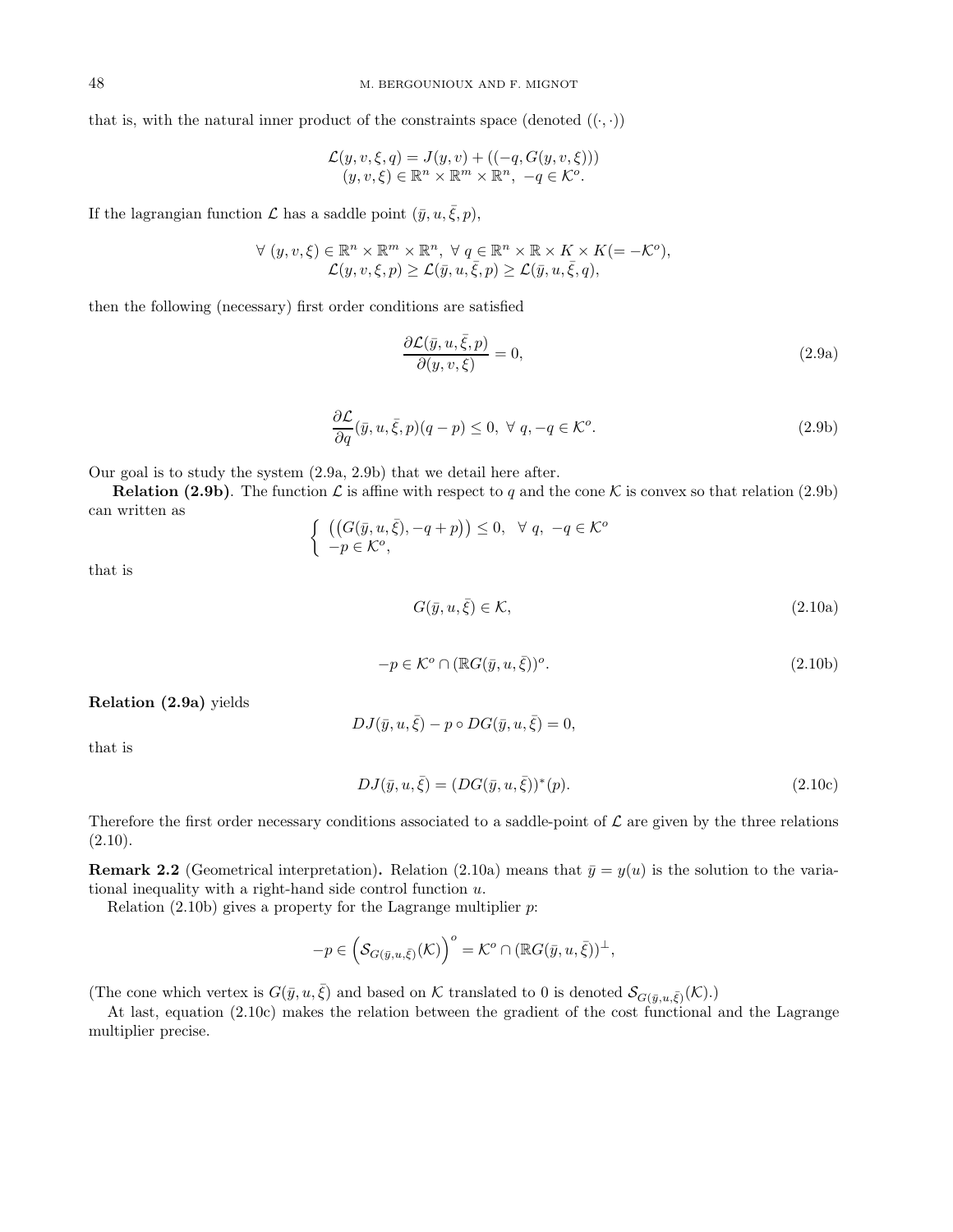that is, with the natural inner product of the constraints space (denoted $((\cdot,\cdot))$

$$
\begin{gathered}
\mathcal{L}(y,v,\xi,q) = J(y,v) + ((-q, G(y,v,\xi))) \\
(y,v,\xi) \in \mathbb{R}^n \times \mathbb{R}^m \times \mathbb{R}^n,\ -q \in \mathcal{K}^o.
\end{gathered}
$$

If the lagrangian function $\mathcal{L}$ has a saddle point $(\bar{y}, u, \bar{\xi}, p)$,

$$
\begin{gathered}
\forall\ (y,v,\xi) \in \mathbb{R}^n \times \mathbb{R}^m \times \mathbb{R}^n,\ \forall\ q \in \mathbb{R}^n \times \mathbb{R} \times K \times K (= -\mathcal{K}^o), \\
\mathcal{L}(y,v,\xi,p) \geq \mathcal{L}(\bar{y},u,\bar{\xi},p) \geq \mathcal{L}(\bar{y},u,\bar{\xi},q),
\end{gathered}
$$

then the following (necessary) first order conditions are satisfied

$$
\frac{\partial \mathcal{L}(\bar{y},u,\bar{\xi},p)}{\partial(y,v,\xi)} = 0, \tag{2.9a}
$$

$$
\frac{\partial \mathcal{L}}{\partial q}(\bar{y},u,\bar{\xi},p)(q-p) \leq 0,\ \forall\ q, -q \in \mathcal{K}^o. \tag{2.9b}
$$

Our goal is to study the system (2.9a, 2.9b) that we detail here after.

**Relation (2.9b)**. The function $\mathcal{L}$ is affine with respect to $q$ and the cone $\mathcal{K}$ is convex so that relation (2.9b) can written as

$$
\begin{cases}
\left( (G(\bar{y},u,\bar{\xi}), -q+p) \right) \leq 0, & \forall\ q,\ -q \in \mathcal{K}^o \\
-p \in \mathcal{K}^o,
\end{cases}
$$

that is

$$
G(\bar{y},u,\bar{\xi}) \in \mathcal{K}, \tag{2.10a}
$$

$$
-p \in \mathcal{K}^o \cap (\mathbb{R}G(\bar{y},u,\bar{\xi}))^o. \tag{2.10b}
$$

**Relation (2.9a)** yields

$$
DJ(\bar{y},u,\bar{\xi}) - p \circ DG(\bar{y},u,\bar{\xi}) = 0,
$$

that is

$$
DJ(\bar{y},u,\bar{\xi}) = (DG(\bar{y},u,\bar{\xi}))^*(p). \tag{2.10c}
$$

Therefore the first order necessary conditions associated to a saddle-point of $\mathcal{L}$ are given by the three relations (2.10).

**Remark 2.2** (Geometrical interpretation)**.** Relation (2.10a) means that $\bar{y} = y(u)$ is the solution to the variational inequality with a right-hand side control function $u$.

Relation (2.10b) gives a property for the Lagrange multiplier $p$:

$$
-p \in \left( \mathcal{S}_{G(\bar{y},u,\bar{\xi})}(\mathcal{K}) \right)^o = \mathcal{K}^o \cap (\mathbb{R}G(\bar{y},u,\bar{\xi}))^\perp,
$$

(The cone which vertex is $G(\bar{y},u,\bar{\xi})$ and based on $\mathcal{K}$ translated to 0 is denoted $\mathcal{S}_{G(\bar{y},u,\bar{\xi})}(\mathcal{K})$.)

At last, equation (2.10c) makes the relation between the gradient of the cost functional and the Lagrange multiplier precise.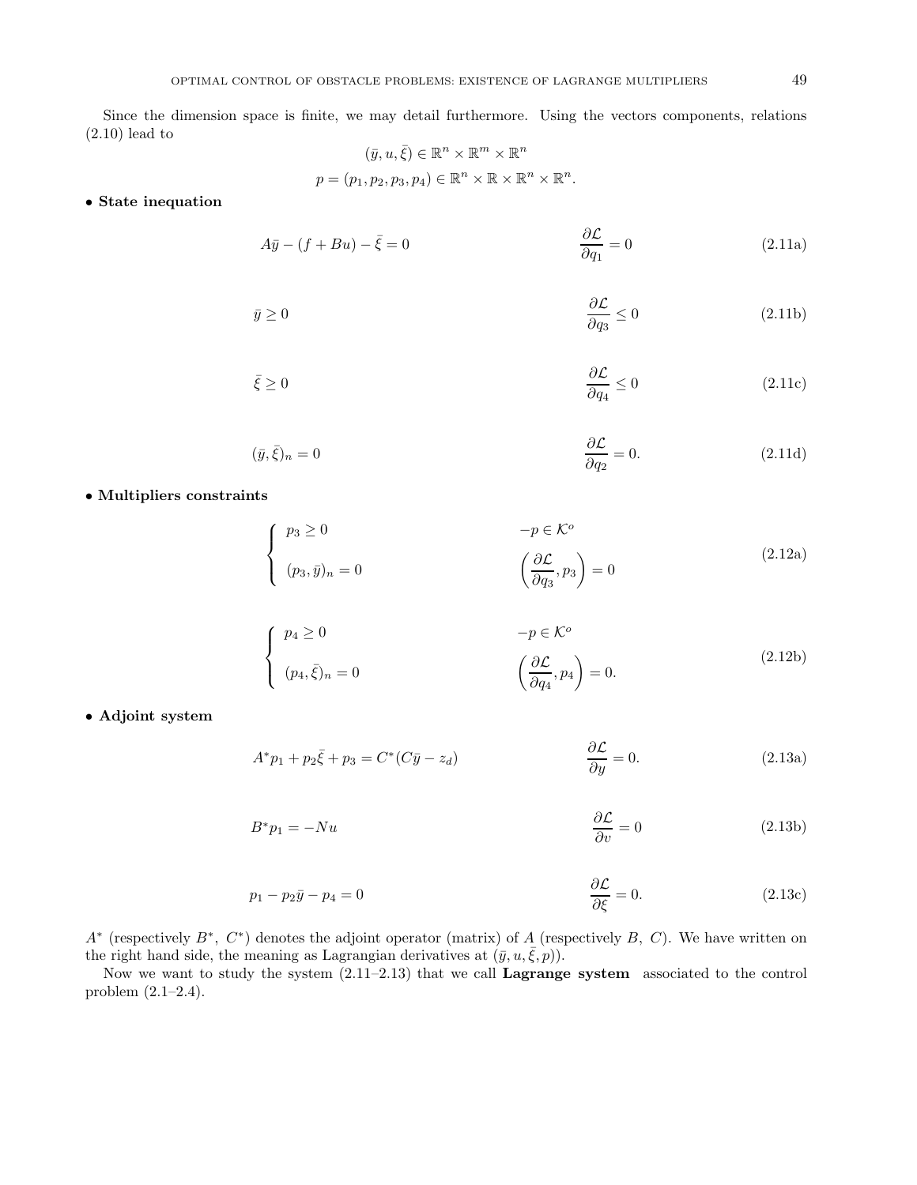Since the dimension space is finite, we may detail furthermore. Using the vectors components, relations (2.10) lead to

$$(\bar{y}, u, \bar{\xi}) \in \mathbb{R}^n \times \mathbb{R}^m \times \mathbb{R}^n$$

$$p = (p_1, p_2, p_3, p_4) \in \mathbb{R}^n \times \mathbb{R} \times \mathbb{R}^n \times \mathbb{R}^n.$$

**• State inequation**

$$A\bar{y} - (f + Bu) - \bar{\xi} = 0 \qquad\qquad \frac{\partial \mathcal{L}}{\partial q_1} = 0 \tag{2.11a}$$

$$\bar{y} \geq 0 \qquad\qquad \frac{\partial \mathcal{L}}{\partial q_3} \leq 0 \tag{2.11b}$$

$$\bar{\xi} \geq 0 \qquad\qquad \frac{\partial \mathcal{L}}{\partial q_4} \leq 0 \tag{2.11c}$$

$$(\bar{y}, \bar{\xi})_n = 0 \qquad\qquad \frac{\partial \mathcal{L}}{\partial q_2} = 0. \tag{2.11d}$$

**• Multipliers constraints**

$$\begin{cases} p_3 \geq 0 & \qquad -p \in \mathcal{K}^o \\ (p_3, \bar{y})_n = 0 & \qquad \left(\dfrac{\partial \mathcal{L}}{\partial q_3}, p_3\right) = 0 \end{cases} \tag{2.12a}$$

$$\begin{cases} p_4 \geq 0 & \qquad -p \in \mathcal{K}^o \\ (p_4, \bar{\xi})_n = 0 & \qquad \left(\dfrac{\partial \mathcal{L}}{\partial q_4}, p_4\right) = 0. \end{cases} \tag{2.12b}$$

**• Adjoint system**

$$A^* p_1 + p_2 \bar{\xi} + p_3 = C^*(C\bar{y} - z_d) \qquad\qquad \frac{\partial \mathcal{L}}{\partial y} = 0. \tag{2.13a}$$

$$B^* p_1 = -Nu \qquad\qquad \frac{\partial \mathcal{L}}{\partial v} = 0 \tag{2.13b}$$

$$p_1 - p_2 \bar{y} - p_4 = 0 \qquad\qquad \frac{\partial \mathcal{L}}{\partial \xi} = 0. \tag{2.13c}$$

$A^*$ (respectively $B^*$, $C^*$) denotes the adjoint operator (matrix) of $A$ (respectively $B$, $C$). We have written on the right hand side, the meaning as Lagrangian derivatives at $(\bar{y}, u, \bar{\xi}, p)$).

Now we want to study the system (2.11–2.13) that we call **Lagrange system** associated to the control problem (2.1–2.4).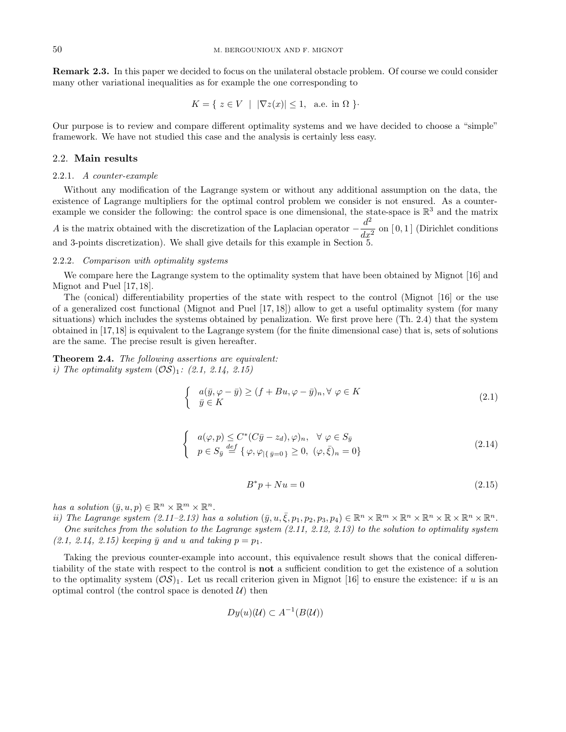**Remark 2.3.** In this paper we decided to focus on the unilateral obstacle problem. Of course we could consider many other variational inequalities as for example the one corresponding to

$$K = \{\ z \in V \ \ |\ \ |\nabla z(x)| \leq 1, \ \ \text{a.e. in } \Omega\ \}\cdot$$

Our purpose is to review and compare different optimality systems and we have decided to choose a "simple" framework. We have not studied this case and the analysis is certainly less easy.

## 2.2. Main results

### 2.2.1. *A counter-example*

Without any modification of the Lagrange system or without any additional assumption on the data, the existence of Lagrange multipliers for the optimal control problem we consider is not ensured. As a counter-example we consider the following: the control space is one dimensional, the state-space is $\mathbb{R}^3$ and the matrix $A$ is the matrix obtained with the discretization of the Laplacian operator $-\dfrac{d^2}{dx^2}$ on $[\,0,1\,]$ (Dirichlet conditions and 3-points discretization). We shall give details for this example in Section 5.

### 2.2.2. *Comparison with optimality systems*

We compare here the Lagrange system to the optimality system that have been obtained by Mignot [16] and Mignot and Puel [17,18].

The (conical) differentiability properties of the state with respect to the control (Mignot [16] or the use of a generalized cost functional (Mignot and Puel [17,18]) allow to get a useful optimality system (for many situations) which includes the systems obtained by penalization. We first prove here (Th. 2.4) that the system obtained in [17,18] is equivalent to the Lagrange system (for the finite dimensional case) that is, sets of solutions are the same. The precise result is given hereafter.

**Theorem 2.4.** *The following assertions are equivalent:*
*i) The optimality system $(\mathcal{OS})_1$: (2.1, 2.14, 2.15)*

$$\left\{\begin{array}{l} a(\bar y, \varphi - \bar y) \geq (f + Bu, \varphi - \bar y)_n, \forall\ \varphi \in K \\ \bar y \in K \end{array}\right. \tag{2.1}$$

$$\left\{\begin{array}{l} a(\varphi, p) \leq C^*(C\bar y - z_d), \varphi)_n, \quad \forall\ \varphi \in S_{\bar y} \\ p \in S_{\bar y} \overset{def}{=} \{\ \varphi, \varphi_{|\{\ \bar y = 0\ \}} \geq 0,\ (\varphi, \bar \xi)_n = 0\} \end{array}\right. \tag{2.14}$$

$$B^* p + Nu = 0 \tag{2.15}$$

*has a solution $(\bar y, u, p) \in \mathbb{R}^n \times \mathbb{R}^m \times \mathbb{R}^n$.*
*ii) The Lagrange system (2.11–2.13) has a solution $(\bar y, u, \bar \xi, p_1, p_2, p_3, p_4) \in \mathbb{R}^n \times \mathbb{R}^m \times \mathbb{R}^n \times \mathbb{R}^n \times \mathbb{R} \times \mathbb{R}^n \times \mathbb{R}^n$.*

*One switches from the solution to the Lagrange system (2.11, 2.12, 2.13) to the solution to optimality system (2.1, 2.14, 2.15) keeping $\bar y$ and $u$ and taking $p = p_1$.*

Taking the previous counter-example into account, this equivalence result shows that the conical differentiability of the state with respect to the control is **not** a sufficient condition to get the existence of a solution to the optimality system $(\mathcal{OS})_1$. Let us recall criterion given in Mignot [16] to ensure the existence: if $u$ is an optimal control (the control space is denoted $\mathcal{U}$) then

$$Dy(u)(\mathcal{U}) \subset A^{-1}(B(\mathcal{U}))$$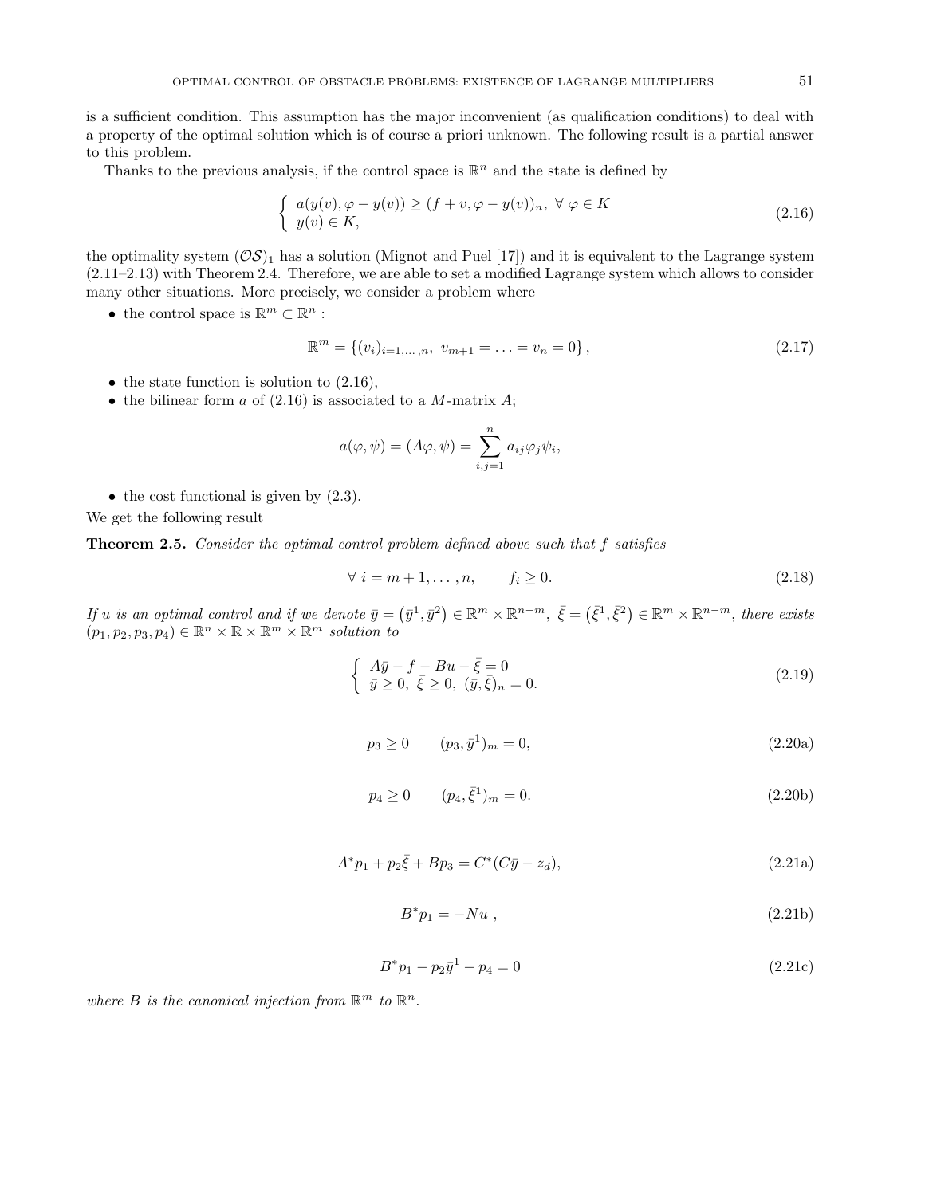is a sufficient condition. This assumption has the major inconvenient (as qualification conditions) to deal with a property of the optimal solution which is of course a priori unknown. The following result is a partial answer to this problem.

Thanks to the previous analysis, if the control space is $\mathbb{R}^n$ and the state is defined by

$$\begin{cases} a(y(v), \varphi - y(v)) \geq (f + v, \varphi - y(v))_n, \ \forall \varphi \in K \\ y(v) \in K, \end{cases} \tag{2.16}$$

the optimality system $(\mathcal{OS})_1$ has a solution (Mignot and Puel [17]) and it is equivalent to the Lagrange system (2.11–2.13) with Theorem 2.4. Therefore, we are able to set a modified Lagrange system which allows to consider many other situations. More precisely, we consider a problem where

- the control space is $\mathbb{R}^m \subset \mathbb{R}^n$ :

$$\mathbb{R}^m = \{(v_i)_{i=1,\ldots,n}, \ v_{m+1} = \ldots = v_n = 0\}, \tag{2.17}$$

- the state function is solution to (2.16),
- the bilinear form $a$ of (2.16) is associated to a $M$-matrix $A$;

$$a(\varphi, \psi) = (A\varphi, \psi) = \sum_{i,j=1}^{n} a_{ij} \varphi_j \psi_i,$$

- the cost functional is given by (2.3).

We get the following result

**Theorem 2.5.** *Consider the optimal control problem defined above such that $f$ satisfies*

$$\forall \ i = m+1, \ldots, n, \qquad f_i \geq 0. \tag{2.18}$$

*If $u$ is an optimal control and if we denote $\bar{y} = (\bar{y}^1, \bar{y}^2) \in \mathbb{R}^m \times \mathbb{R}^{n-m}$, $\bar{\xi} = (\bar{\xi}^1, \bar{\xi}^2) \in \mathbb{R}^m \times \mathbb{R}^{n-m}$, there exists $(p_1, p_2, p_3, p_4) \in \mathbb{R}^n \times \mathbb{R} \times \mathbb{R}^m \times \mathbb{R}^m$ solution to*

$$\begin{cases} A\bar{y} - f - Bu - \bar{\xi} = 0 \\ \bar{y} \geq 0, \ \bar{\xi} \geq 0, \ (\bar{y}, \bar{\xi})_n = 0. \end{cases} \tag{2.19}$$

$$p_3 \geq 0 \qquad (p_3, \bar{y}^1)_m = 0, \tag{2.20a}$$

$$p_4 \geq 0 \qquad (p_4, \bar{\xi}^1)_m = 0. \tag{2.20b}$$

$$A^* p_1 + p_2 \bar{\xi} + B p_3 = C^*(C\bar{y} - z_d), \tag{2.21a}$$

$$B^* p_1 = -Nu \ , \tag{2.21b}$$

$$B^* p_1 - p_2 \bar{y}^1 - p_4 = 0 \tag{2.21c}$$

*where $B$ is the canonical injection from $\mathbb{R}^m$ to $\mathbb{R}^n$.*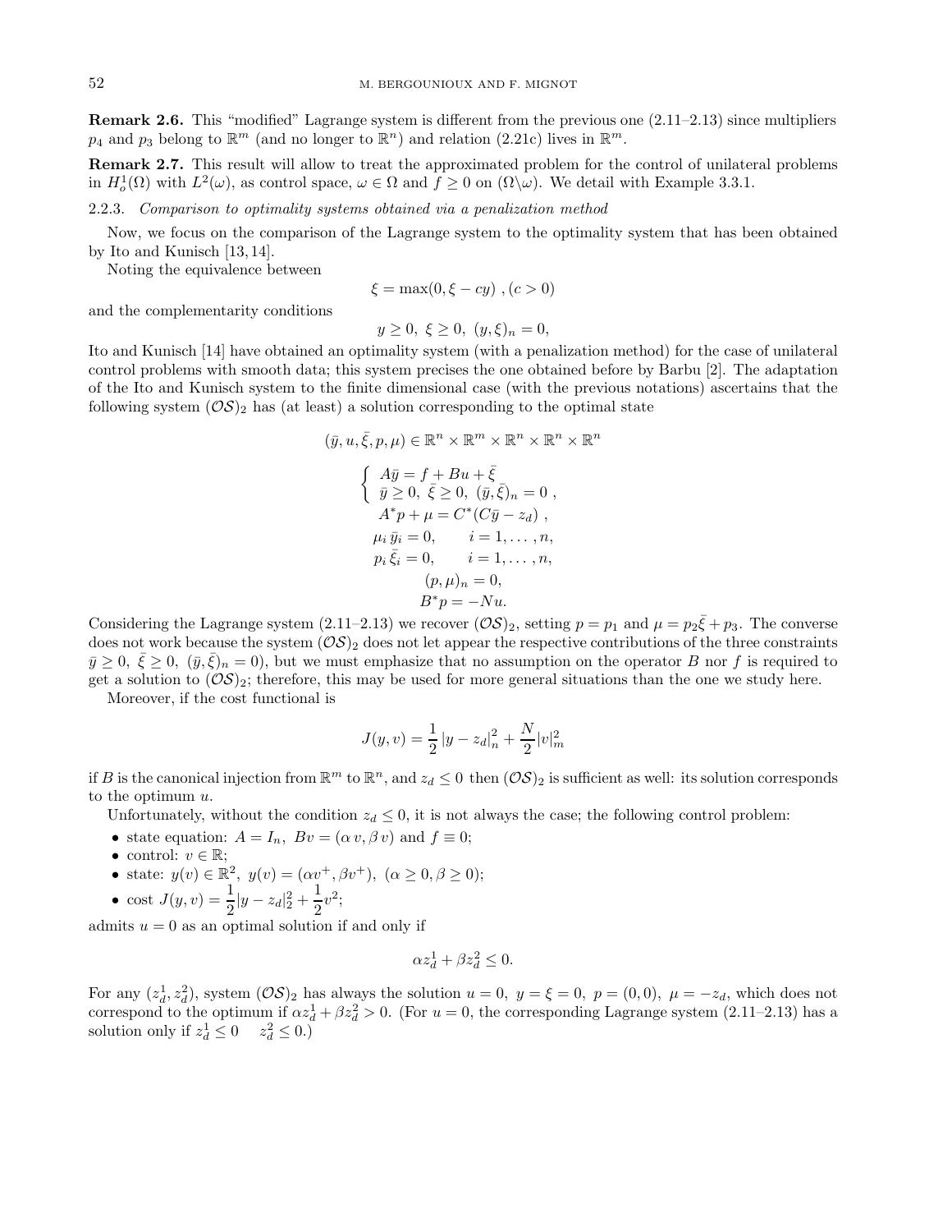**Remark 2.6.** This "modified" Lagrange system is different from the previous one (2.11–2.13) since multipliers $p_4$ and $p_3$ belong to $\mathbb{R}^m$ (and no longer to $\mathbb{R}^n$) and relation (2.21c) lives in $\mathbb{R}^m$.

**Remark 2.7.** This result will allow to treat the approximated problem for the control of unilateral problems in $H^1_o(\Omega)$ with $L^2(\omega)$, as control space, $\omega \in \Omega$ and $f \geq 0$ on $(\Omega \backslash \omega)$. We detail with Example 3.3.1.

2.2.3. *Comparison to optimality systems obtained via a penalization method*

Now, we focus on the comparison of the Lagrange system to the optimality system that has been obtained by Ito and Kunisch [13, 14].

Noting the equivalence between

$$\xi = \max(0, \xi - cy) \ , (c > 0)$$

and the complementarity conditions

$$y \geq 0, \ \xi \geq 0, \ (y, \xi)_n = 0,$$

Ito and Kunisch [14] have obtained an optimality system (with a penalization method) for the case of unilateral control problems with smooth data; this system precises the one obtained before by Barbu [2]. The adaptation of the Ito and Kunisch system to the finite dimensional case (with the previous notations) ascertains that the following system $(\mathcal{OS})_2$ has (at least) a solution corresponding to the optimal state

$$(\bar{y}, u, \bar{\xi}, p, \mu) \in \mathbb{R}^n \times \mathbb{R}^m \times \mathbb{R}^n \times \mathbb{R}^n \times \mathbb{R}^n$$

$$\begin{cases} A\bar{y} = f + Bu + \bar{\xi} \\ \bar{y} \geq 0, \ \bar{\xi} \geq 0, \ (\bar{y}, \bar{\xi})_n = 0 \ , \end{cases}$$

$$A^* p + \mu = C^*(C\bar{y} - z_d) \ ,$$

$$\mu_i \, \bar{y}_i = 0, \qquad i = 1, \dots, n,$$

$$p_i \, \bar{\xi}_i = 0, \qquad i = 1, \dots, n,$$

$$(p, \mu)_n = 0,$$

$$B^* p = -Nu.$$

Considering the Lagrange system (2.11–2.13) we recover $(\mathcal{OS})_2$, setting $p = p_1$ and $\mu = p_2 \bar{\xi} + p_3$. The converse does not work because the system $(\mathcal{OS})_2$ does not let appear the respective contributions of the three constraints $\bar{y} \geq 0, \ \bar{\xi} \geq 0, \ (\bar{y}, \bar{\xi})_n = 0)$, but we must emphasize that no assumption on the operator $B$ nor $f$ is required to get a solution to $(\mathcal{OS})_2$; therefore, this may be used for more general situations than the one we study here.

Moreover, if the cost functional is

$$J(y, v) = \frac{1}{2} \, |y - z_d|^2_n + \frac{N}{2} |v|^2_m$$

if $B$ is the canonical injection from $\mathbb{R}^m$ to $\mathbb{R}^n$, and $z_d \leq 0$ then $(\mathcal{OS})_2$ is sufficient as well: its solution corresponds to the optimum $u$.

Unfortunately, without the condition $z_d \leq 0$, it is not always the case; the following control problem:

- state equation: $A = I_n, \ Bv = (\alpha \, v, \beta \, v)$ and $f \equiv 0$;
- control: $v \in \mathbb{R}$;
- state: $y(v) \in \mathbb{R}^2, \ y(v) = (\alpha v^+, \beta v^+), \ (\alpha \geq 0, \beta \geq 0)$;
- cost $J(y, v) = \dfrac{1}{2} |y - z_d|^2_2 + \dfrac{1}{2} v^2$;

admits $u = 0$ as an optimal solution if and only if

$$\alpha z^1_d + \beta z^2_d \leq 0.$$

For any $(z^1_d, z^2_d)$, system $(\mathcal{OS})_2$ has always the solution $u = 0, \ y = \xi = 0, \ p = (0, 0), \ \mu = -z_d$, which does not correspond to the optimum if $\alpha z^1_d + \beta z^2_d > 0$. (For $u = 0$, the corresponding Lagrange system (2.11–2.13) has a solution only if $z^1_d \leq 0 \quad z^2_d \leq 0$.)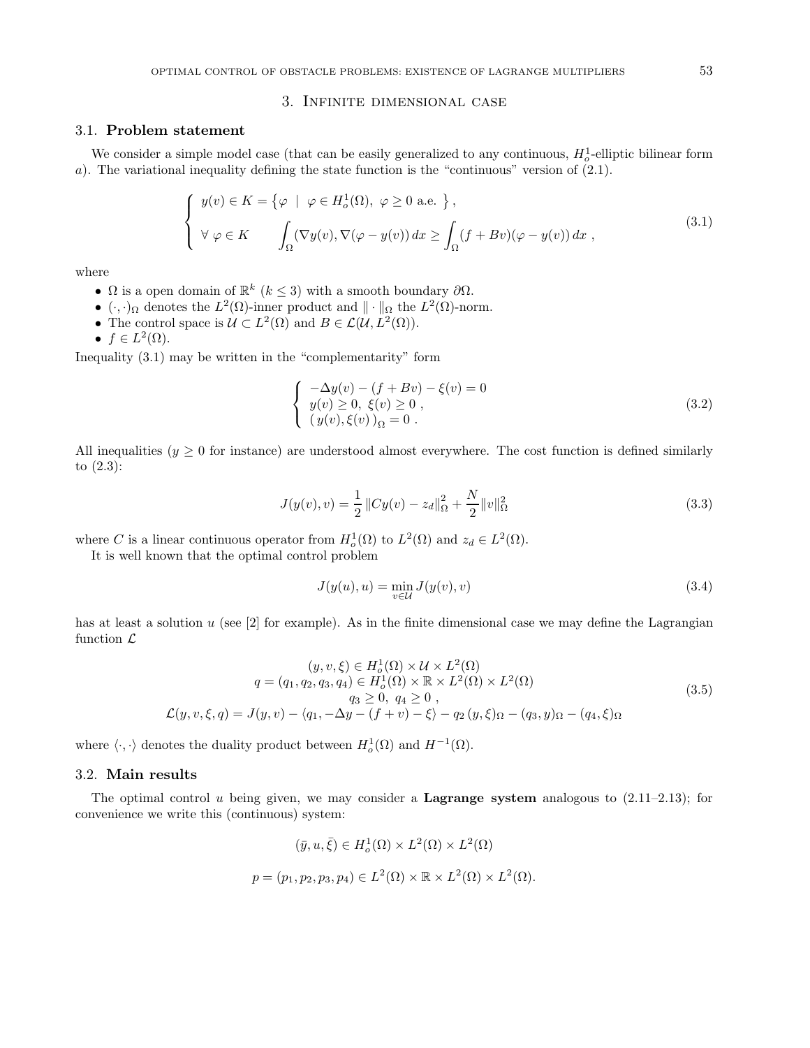## 3. Infinite dimensional case

### 3.1. Problem statement

We consider a simple model case (that can be easily generalized to any continuous, $H^1_o$-elliptic bilinear form $a$). The variational inequality defining the state function is the "continuous" version of (2.1).

$$
\left\{
\begin{array}{l}
y(v) \in K = \left\{ \varphi \ \mid \ \varphi \in H^1_o(\Omega),\ \varphi \geq 0 \text{ a.e. } \right\}, \\
\forall\ \varphi \in K \qquad \displaystyle\int_\Omega (\nabla y(v), \nabla(\varphi - y(v)))\, dx \geq \int_\Omega (f + Bv)(\varphi - y(v))\, dx \ ,
\end{array}
\right.
\tag{3.1}
$$

where

- $\Omega$ is a open domain of $\mathbb{R}^k$ ($k \leq 3$) with a smooth boundary $\partial\Omega$.
- $(\cdot,\cdot)_\Omega$ denotes the $L^2(\Omega)$-inner product and $\|\cdot\|_\Omega$ the $L^2(\Omega)$-norm.
- The control space is $\mathcal{U} \subset L^2(\Omega)$ and $B \in \mathcal{L}(\mathcal{U}, L^2(\Omega))$.
- $f \in L^2(\Omega)$.

Inequality (3.1) may be written in the "complementarity" form

$$
\left\{
\begin{array}{l}
-\Delta y(v) - (f + Bv) - \xi(v) = 0 \\
y(v) \geq 0,\ \xi(v) \geq 0 \ , \\
(\, y(v), \xi(v)\, )_\Omega = 0 \ .
\end{array}
\right.
\tag{3.2}
$$

All inequalities ($y \geq 0$ for instance) are understood almost everywhere. The cost function is defined similarly to (2.3):

$$
J(y(v), v) = \frac{1}{2}\, \|Cy(v) - z_d\|^2_\Omega + \frac{N}{2}\|v\|^2_\Omega
\tag{3.3}
$$

where $C$ is a linear continuous operator from $H^1_o(\Omega)$ to $L^2(\Omega)$ and $z_d \in L^2(\Omega)$.

It is well known that the optimal control problem

$$
J(y(u), u) = \min_{v \in \mathcal{U}} J(y(v), v)
\tag{3.4}
$$

has at least a solution $u$ (see [2] for example). As in the finite dimensional case we may define the Lagrangian function $\mathcal{L}$

$$
\begin{array}{c}
(y, v, \xi) \in H^1_o(\Omega) \times \mathcal{U} \times L^2(\Omega) \\
q = (q_1, q_2, q_3, q_4) \in H^1_o(\Omega) \times \mathbb{R} \times L^2(\Omega) \times L^2(\Omega) \\
q_3 \geq 0,\ q_4 \geq 0 \ , \\
\mathcal{L}(y, v, \xi, q) = J(y, v) - \langle q_1, -\Delta y - (f + v) - \xi \rangle - q_2\, (y, \xi)_\Omega - (q_3, y)_\Omega - (q_4, \xi)_\Omega
\end{array}
\tag{3.5}
$$

where $\langle \cdot, \cdot \rangle$ denotes the duality product between $H^1_o(\Omega)$ and $H^{-1}(\Omega)$.

### 3.2. Main results

The optimal control $u$ being given, we may consider a **Lagrange system** analogous to (2.11–2.13); for convenience we write this (continuous) system:

$$
(\bar{y}, u, \bar{\xi}) \in H^1_o(\Omega) \times L^2(\Omega) \times L^2(\Omega)
$$

$$
p = (p_1, p_2, p_3, p_4) \in L^2(\Omega) \times \mathbb{R} \times L^2(\Omega) \times L^2(\Omega).
$$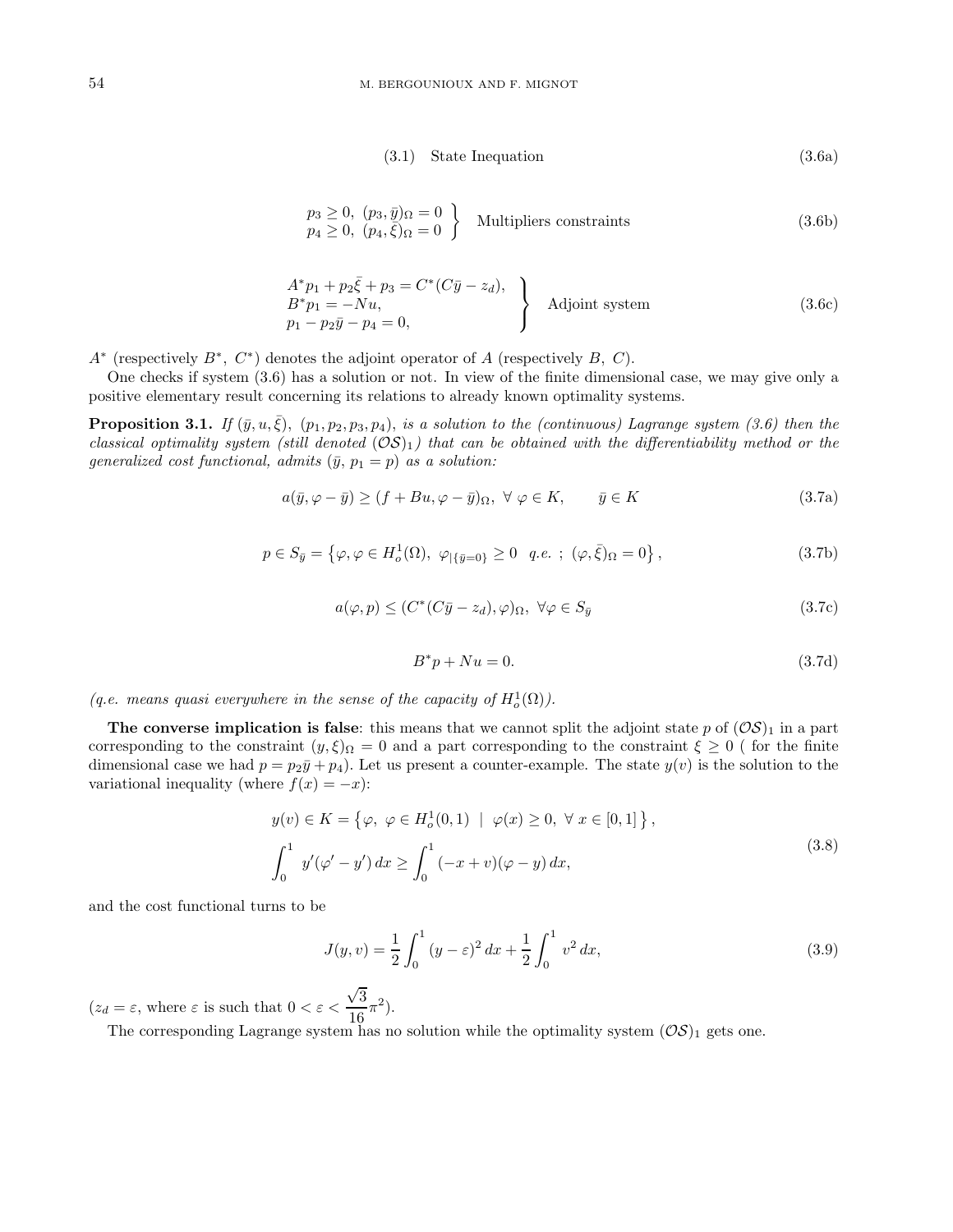$$(3.1) \quad \text{State Inequation} \tag{3.6a}$$

$$\left.\begin{array}{l} p_3 \geq 0,\ (p_3, \bar{y})_\Omega = 0 \\ p_4 \geq 0,\ (p_4, \bar{\xi})_\Omega = 0 \end{array}\right\} \quad \text{Multipliers constraints} \tag{3.6b}$$

$$\left.\begin{array}{l} A^* p_1 + p_2 \bar{\xi} + p_3 = C^*(C\bar{y} - z_d), \\ B^* p_1 = -Nu, \\ p_1 - p_2 \bar{y} - p_4 = 0, \end{array}\right\} \quad \text{Adjoint system} \tag{3.6c}$$

$A^*$ (respectively $B^*$, $C^*$) denotes the adjoint operator of $A$ (respectively $B$, $C$).

One checks if system (3.6) has a solution or not. In view of the finite dimensional case, we may give only a positive elementary result concerning its relations to already known optimality systems.

**Proposition 3.1.** *If $(\bar{y}, u, \bar{\xi})$, $(p_1, p_2, p_3, p_4)$, is a solution to the (continuous) Lagrange system (3.6) then the classical optimality system (still denoted $(\mathcal{OS})_1$) that can be obtained with the differentiability method or the generalized cost functional, admits $(\bar{y},\ p_1 = p)$ as a solution:*

$$a(\bar{y}, \varphi - \bar{y}) \geq (f + Bu, \varphi - \bar{y})_\Omega,\ \forall\ \varphi \in K, \qquad \bar{y} \in K \tag{3.7a}$$

$$p \in S_{\bar{y}} = \left\{ \varphi, \varphi \in H^1_o(\Omega),\ \varphi_{|\{\bar{y}=0\}} \geq 0 \ \ q.e.\ ;\ (\varphi, \bar{\xi})_\Omega = 0 \right\}, \tag{3.7b}$$

$$a(\varphi, p) \leq (C^*(C\bar{y} - z_d), \varphi)_\Omega,\ \forall \varphi \in S_{\bar{y}} \tag{3.7c}$$

$$B^* p + Nu = 0. \tag{3.7d}$$

*(q.e. means quasi everywhere in the sense of the capacity of $H^1_o(\Omega)$).*

**The converse implication is false**: this means that we cannot split the adjoint state $p$ of $(\mathcal{OS})_1$ in a part corresponding to the constraint $(y, \xi)_\Omega = 0$ and a part corresponding to the constraint $\xi \geq 0$ ( for the finite dimensional case we had $p = p_2 \bar{y} + p_4$). Let us present a counter-example. The state $y(v)$ is the solution to the variational inequality (where $f(x) = -x$):

$$\begin{aligned} & y(v) \in K = \left\{ \varphi,\ \varphi \in H^1_o(0,1) \ \mid\ \varphi(x) \geq 0,\ \forall\ x \in [0,1] \right\}, \\ & \int_0^1 y'(\varphi' - y')\, dx \geq \int_0^1 (-x + v)(\varphi - y)\, dx, \end{aligned} \tag{3.8}$$

and the cost functional turns to be

$$J(y, v) = \frac{1}{2} \int_0^1 (y - \varepsilon)^2\, dx + \frac{1}{2} \int_0^1 v^2\, dx, \tag{3.9}$$

($z_d = \varepsilon$, where $\varepsilon$ is such that $0 < \varepsilon < \dfrac{\sqrt{3}}{16}\pi^2$).

The corresponding Lagrange system has no solution while the optimality system $(\mathcal{OS})_1$ gets one.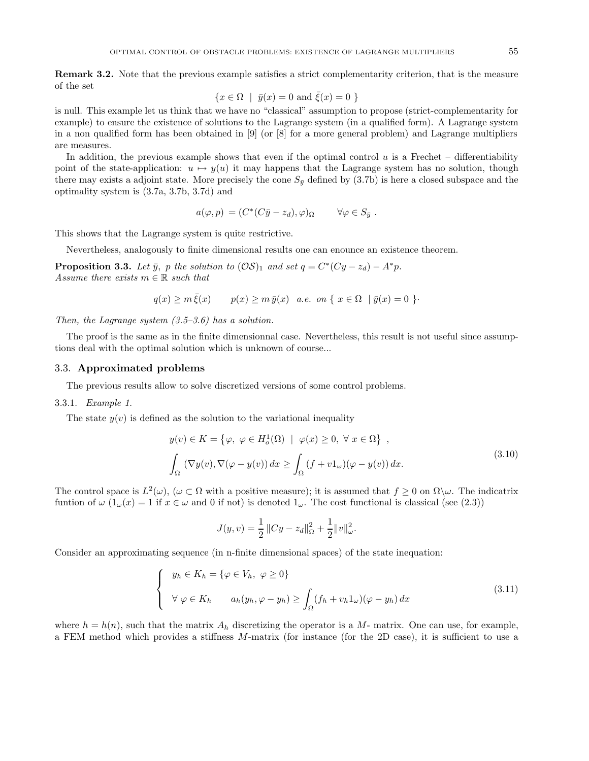**Remark 3.2.** Note that the previous example satisfies a strict complementarity criterion, that is the measure of the set

$$\{x \in \Omega \ \mid \ \bar{y}(x) = 0 \text{ and } \bar{\xi}(x) = 0 \ \}$$

is null. This example let us think that we have no "classical" assumption to propose (strict-complementarity for example) to ensure the existence of solutions to the Lagrange system (in a qualified form). A Lagrange system in a non qualified form has been obtained in [9] (or [8] for a more general problem) and Lagrange multipliers are measures.

In addition, the previous example shows that even if the optimal control $u$ is a Frechet – differentiability point of the state-application: $u \mapsto y(u)$ it may happens that the Lagrange system has no solution, though there may exists a adjoint state. More precisely the cone $S_{\bar{y}}$ defined by (3.7b) is here a closed subspace and the optimality system is (3.7a, 3.7b, 3.7d) and

$$a(\varphi, p) = (C^*(C\bar{y} - z_d), \varphi)_\Omega \qquad \forall \varphi \in S_{\bar{y}} \ .$$

This shows that the Lagrange system is quite restrictive.

Nevertheless, analogously to finite dimensional results one can enounce an existence theorem.

**Proposition 3.3.** *Let $\bar{y}$, $p$ the solution to $(\mathcal{OS})_1$ and set $q = C^*(Cy - z_d) - A^*p$. Assume there exists $m \in \mathbb{R}$ such that*

$$q(x) \geq m\,\bar{\xi}(x) \qquad p(x) \geq m\,\bar{y}(x) \quad a.e. \text{ on } \{\ x \in \Omega \ \mid \bar{y}(x) = 0 \ \}\cdot$$

*Then, the Lagrange system (3.5–3.6) has a solution.*

The proof is the same as in the finite dimensionnal case. Nevertheless, this result is not useful since assumptions deal with the optimal solution which is unknown of course...

### 3.3. Approximated problems

The previous results allow to solve discretized versions of some control problems.

3.3.1. *Example 1.*

The state $y(v)$ is defined as the solution to the variational inequality

$$\begin{gathered} y(v) \in K = \left\{ \varphi, \ \varphi \in H^1_o(\Omega) \ \mid \ \varphi(x) \geq 0, \ \forall \ x \in \Omega \right\} \ , \\ \int_\Omega (\nabla y(v), \nabla(\varphi - y(v)))\, dx \geq \int_\Omega (f + v1_\omega)(\varphi - y(v))\, dx. \end{gathered} \tag{3.10}$$

The control space is $L^2(\omega)$, ($\omega \subset \Omega$ with a positive measure); it is assumed that $f \geq 0$ on $\Omega \backslash \omega$. The indicatrix funtion of $\omega$ ($1_\omega(x) = 1$ if $x \in \omega$ and 0 if not) is denoted $1_\omega$. The cost functional is classical (see (2.3))

$$J(y, v) = \frac{1}{2}\, \|Cy - z_d\|^2_\Omega + \frac{1}{2} \|v\|^2_\omega.$$

Consider an approximating sequence (in n-finite dimensional spaces) of the state inequation:

$$\left\{ \begin{array}{l} y_h \in K_h = \{\varphi \in V_h, \ \varphi \geq 0\} \\ \forall \ \varphi \in K_h \qquad a_h(y_h, \varphi - y_h) \geq \displaystyle\int_\Omega (f_h + v_h 1_\omega)(\varphi - y_h)\, dx \end{array} \right. \tag{3.11}$$

where $h = h(n)$, such that the matrix $A_h$ discretizing the operator is a $M$- matrix. One can use, for example, a FEM method which provides a stiffness $M$-matrix (for instance (for the 2D case), it is sufficient to use a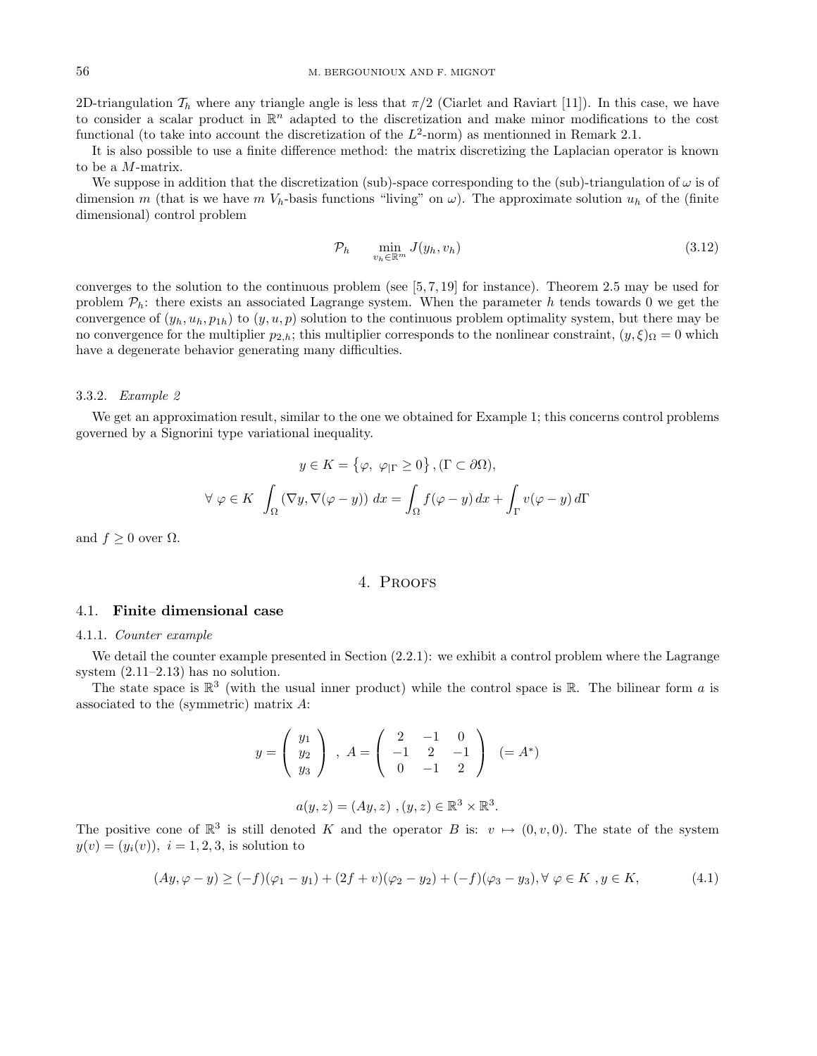2D-triangulation $\mathcal{T}_h$ where any triangle angle is less that $\pi/2$ (Ciarlet and Raviart [11]). In this case, we have to consider a scalar product in $\mathbb{R}^n$ adapted to the discretization and make minor modifications to the cost functional (to take into account the discretization of the $L^2$-norm) as mentionned in Remark 2.1.

It is also possible to use a finite difference method: the matrix discretizing the Laplacian operator is known to be a $M$-matrix.

We suppose in addition that the discretization (sub)-space corresponding to the (sub)-triangulation of $\omega$ is of dimension $m$ (that is we have $m$ $V_h$-basis functions "living" on $\omega$). The approximate solution $u_h$ of the (finite dimensional) control problem

$$\mathcal{P}_h \qquad \min_{v_h \in \mathbb{R}^m} J(y_h, v_h) \tag{3.12}$$

converges to the solution to the continuous problem (see [5,7,19] for instance). Theorem 2.5 may be used for problem $\mathcal{P}_h$: there exists an associated Lagrange system. When the parameter $h$ tends towards 0 we get the convergence of $(y_h, u_h, p_{1h})$ to $(y, u, p)$ solution to the continuous problem optimality system, but there may be no convergence for the multiplier $p_{2,h}$; this multiplier corresponds to the nonlinear constraint, $(y, \xi)_\Omega = 0$ which have a degenerate behavior generating many difficulties.

#### 3.3.2. *Example 2*

We get an approximation result, similar to the one we obtained for Example 1; this concerns control problems governed by a Signorini type variational inequality.

$$y \in K = \left\{\varphi,\ \varphi_{|\Gamma} \geq 0\right\}, (\Gamma \subset \partial\Omega),$$

$$\forall\ \varphi \in K \ \int_\Omega (\nabla y, \nabla(\varphi - y))\ dx = \int_\Omega f(\varphi - y)\, dx + \int_\Gamma v(\varphi - y)\, d\Gamma$$

and $f \geq 0$ over $\Omega$.

## 4. Proofs

### 4.1. **Finite dimensional case**

#### 4.1.1. *Counter example*

We detail the counter example presented in Section (2.2.1): we exhibit a control problem where the Lagrange system (2.11–2.13) has no solution.

The state space is $\mathbb{R}^3$ (with the usual inner product) while the control space is $\mathbb{R}$. The bilinear form $a$ is associated to the (symmetric) matrix $A$:

$$y = \begin{pmatrix} y_1 \\ y_2 \\ y_3 \end{pmatrix}\ ,\ A = \begin{pmatrix} 2 & -1 & 0 \\ -1 & 2 & -1 \\ 0 & -1 & 2 \end{pmatrix} \quad (= A^*)$$

$$a(y, z) = (Ay, z)\ , (y, z) \in \mathbb{R}^3 \times \mathbb{R}^3.$$

The positive cone of $\mathbb{R}^3$ is still denoted $K$ and the operator $B$ is: $v \mapsto (0, v, 0)$. The state of the system $y(v) = (y_i(v)),\ i = 1, 2, 3$, is solution to

$$(Ay, \varphi - y) \geq (-f)(\varphi_1 - y_1) + (2f + v)(\varphi_2 - y_2) + (-f)(\varphi_3 - y_3), \forall\ \varphi \in K\ , y \in K, \tag{4.1}$$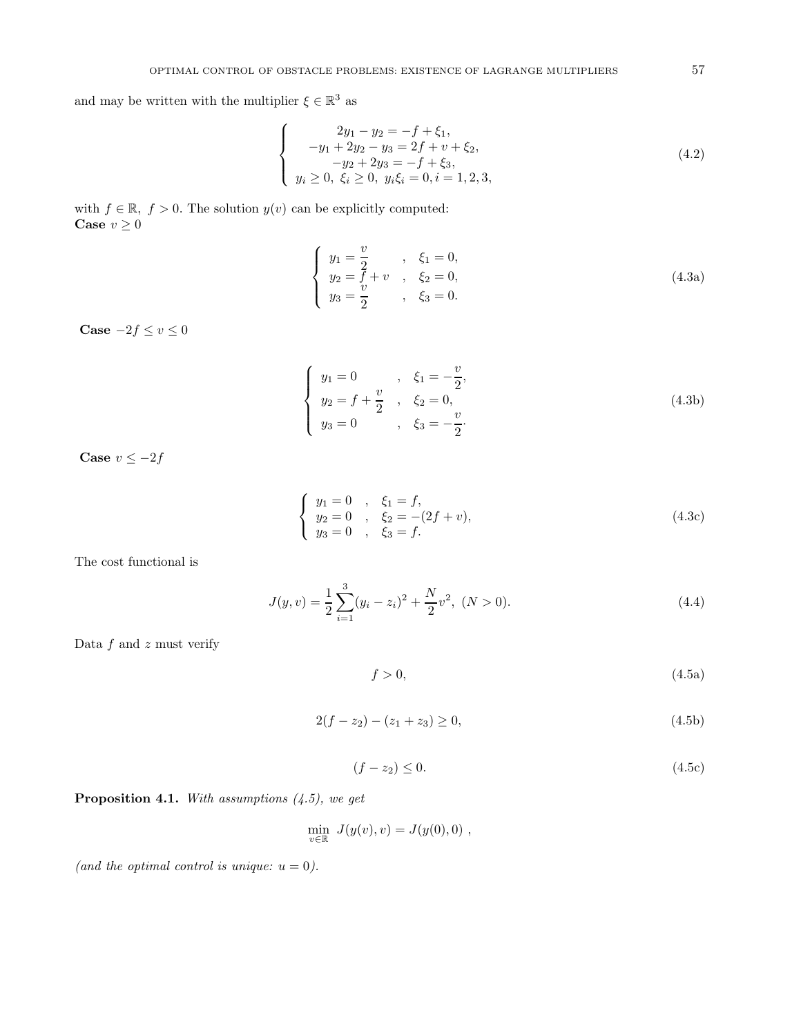and may be written with the multiplier $\xi \in \mathbb{R}^3$ as

$$
\left\{
\begin{array}{c}
2y_1 - y_2 = -f + \xi_1, \\
-y_1 + 2y_2 - y_3 = 2f + v + \xi_2, \\
-y_2 + 2y_3 = -f + \xi_3, \\
y_i \geq 0,\ \xi_i \geq 0,\ y_i \xi_i = 0, i = 1, 2, 3,
\end{array}
\right.
\tag{4.2}
$$

with $f \in \mathbb{R},\ f > 0$. The solution $y(v)$ can be explicitly computed:
**Case** $v \geq 0$

$$
\left\{
\begin{array}{ll}
y_1 = \dfrac{v}{2} & , \quad \xi_1 = 0, \\
y_2 = f + v & , \quad \xi_2 = 0, \\
y_3 = \dfrac{v}{2} & , \quad \xi_3 = 0.
\end{array}
\right.
\tag{4.3a}
$$

**Case** $-2f \leq v \leq 0$

$$
\left\{
\begin{array}{ll}
y_1 = 0 & , \quad \xi_1 = -\dfrac{v}{2}, \\
y_2 = f + \dfrac{v}{2} & , \quad \xi_2 = 0, \\
y_3 = 0 & , \quad \xi_3 = -\dfrac{v}{2}.
\end{array}
\right.
\tag{4.3b}
$$

**Case** $v \leq -2f$

$$
\left\{
\begin{array}{ll}
y_1 = 0 & , \quad \xi_1 = f, \\
y_2 = 0 & , \quad \xi_2 = -(2f + v), \\
y_3 = 0 & , \quad \xi_3 = f.
\end{array}
\right.
\tag{4.3c}
$$

The cost functional is

$$
J(y, v) = \frac{1}{2} \sum_{i=1}^{3} (y_i - z_i)^2 + \frac{N}{2} v^2,\ (N > 0).
\tag{4.4}
$$

Data $f$ and $z$ must verify

$$
f > 0,
\tag{4.5a}
$$

$$
2(f - z_2) - (z_1 + z_3) \geq 0,
\tag{4.5b}
$$

$$
(f - z_2) \leq 0.
\tag{4.5c}
$$

**Proposition 4.1.** *With assumptions (4.5), we get*

$$
\min_{v \in \mathbb{R}} J(y(v), v) = J(y(0), 0)\ ,
$$

*(and the optimal control is unique: $u = 0$).*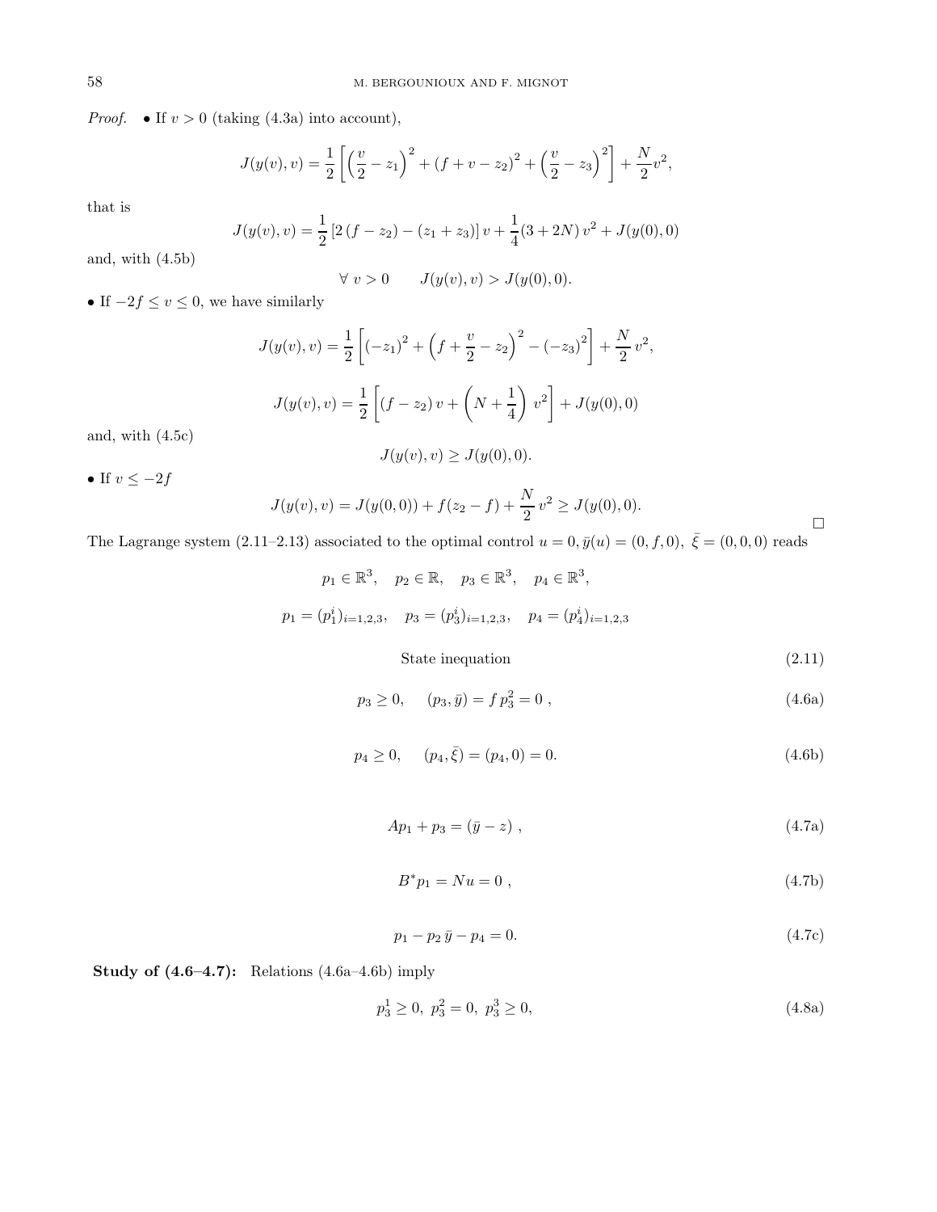*Proof.* • If $v > 0$ (taking (4.3a) into account),

$$J(y(v), v) = \frac{1}{2}\left[\left(\frac{v}{2} - z_1\right)^2 + (f + v - z_2)^2 + \left(\frac{v}{2} - z_3\right)^2\right] + \frac{N}{2}v^2,$$

that is

$$J(y(v), v) = \frac{1}{2}\left[2\,(f - z_2) - (z_1 + z_3)\right] v + \frac{1}{4}(3 + 2N)\, v^2 + J(y(0), 0)$$

and, with (4.5b)

$$\forall\ v > 0 \qquad J(y(v), v) > J(y(0), 0).$$

• If $-2f \le v \le 0$, we have similarly

$$J(y(v), v) = \frac{1}{2}\left[(-z_1)^2 + \left(f + \frac{v}{2} - z_2\right)^2 - (-z_3)^2\right] + \frac{N}{2}\, v^2,$$

$$J(y(v), v) = \frac{1}{2}\left[(f - z_2)\, v + \left(N + \frac{1}{4}\right) v^2\right] + J(y(0), 0)$$

and, with (4.5c)

$$J(y(v), v) \ge J(y(0), 0).$$

• If $v \le -2f$

$$J(y(v), v) = J(y(0, 0)) + f(z_2 - f) + \frac{N}{2}\, v^2 \ge J(y(0), 0).$$

□

The Lagrange system (2.11–2.13) associated to the optimal control $u = 0, \bar{y}(u) = (0, f, 0),\ \bar{\xi} = (0, 0, 0)$ reads

$$p_1 \in \mathbb{R}^3, \quad p_2 \in \mathbb{R}, \quad p_3 \in \mathbb{R}^3, \quad p_4 \in \mathbb{R}^3,$$

$$p_1 = (p_1^i)_{i=1,2,3}, \quad p_3 = (p_3^i)_{i=1,2,3}, \quad p_4 = (p_4^i)_{i=1,2,3}$$

State inequation (2.11)

$$p_3 \ge 0, \qquad (p_3, \bar{y}) = f\, p_3^2 = 0\ , \tag{4.6a}$$

$$p_4 \ge 0, \qquad (p_4, \bar{\xi}) = (p_4, 0) = 0. \tag{4.6b}$$

$$Ap_1 + p_3 = (\bar{y} - z)\ , \tag{4.7a}$$

$$B^* p_1 = Nu = 0\ , \tag{4.7b}$$

$$p_1 - p_2\, \bar{y} - p_4 = 0. \tag{4.7c}$$

**Study of (4.6–4.7):** Relations (4.6a–4.6b) imply

$$p_3^1 \ge 0,\ p_3^2 = 0,\ p_3^3 \ge 0, \tag{4.8a}$$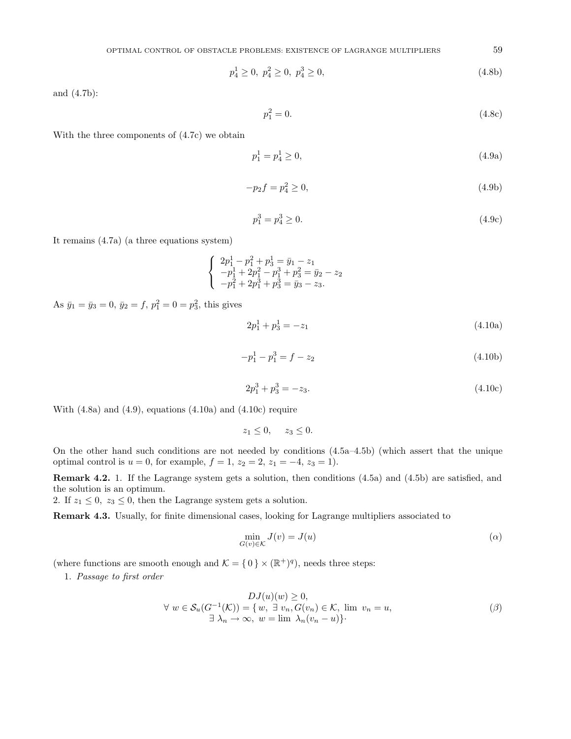$$p_4^1 \geq 0,\ p_4^2 \geq 0,\ p_4^3 \geq 0, \tag{4.8b}$$

and (4.7b):

$$p_1^2 = 0. \tag{4.8c}$$

With the three components of (4.7c) we obtain

$$p_1^1 = p_4^1 \geq 0, \tag{4.9a}$$

$$-p_2 f = p_4^2 \geq 0, \tag{4.9b}$$

$$p_1^3 = p_4^3 \geq 0. \tag{4.9c}$$

It remains (4.7a) (a three equations system)

$$\begin{cases} 2p_1^1 - p_1^2 + p_3^1 = \bar{y}_1 - z_1 \\ -p_1^1 + 2p_1^2 - p_1^3 + p_3^2 = \bar{y}_2 - z_2 \\ -p_1^2 + 2p_1^3 + p_3^3 = \bar{y}_3 - z_3. \end{cases}$$

As $\bar{y}_1 = \bar{y}_3 = 0$, $\bar{y}_2 = f$, $p_1^2 = 0 = p_3^2$, this gives

$$2p_1^1 + p_3^1 = -z_1 \tag{4.10a}$$

$$-p_1^1 - p_1^3 = f - z_2 \tag{4.10b}$$

$$2p_1^3 + p_3^3 = -z_3. \tag{4.10c}$$

With (4.8a) and (4.9), equations (4.10a) and (4.10c) require

$$z_1 \leq 0, \quad z_3 \leq 0.$$

On the other hand such conditions are not needed by conditions (4.5a–4.5b) (which assert that the unique optimal control is $u = 0$, for example, $f = 1$, $z_2 = 2$, $z_1 = -4$, $z_3 = 1$).

**Remark 4.2.** 1. If the Lagrange system gets a solution, then conditions (4.5a) and (4.5b) are satisfied, and the solution is an optimum.
2. If $z_1 \leq 0$, $z_3 \leq 0$, then the Lagrange system gets a solution.

**Remark 4.3.** Usually, for finite dimensional cases, looking for Lagrange multipliers associated to

$$\min_{G(v)\in\mathcal{K}} J(v) = J(u) \tag{$\alpha$}$$

(where functions are smooth enough and $\mathcal{K} = \{0\} \times (\mathbb{R}^+)^q$), needs three steps:

1. *Passage to first order*

$$\begin{gathered} DJ(u)(w) \geq 0, \\ \forall\ w \in \mathcal{S}_u(G^{-1}(\mathcal{K})) = \{ w,\ \exists\ v_n, G(v_n) \in \mathcal{K},\ \lim\ v_n = u, \\ \exists\ \lambda_n \to \infty,\ w = \lim\ \lambda_n(v_n - u)\}. \end{gathered} \tag{$\beta$}$$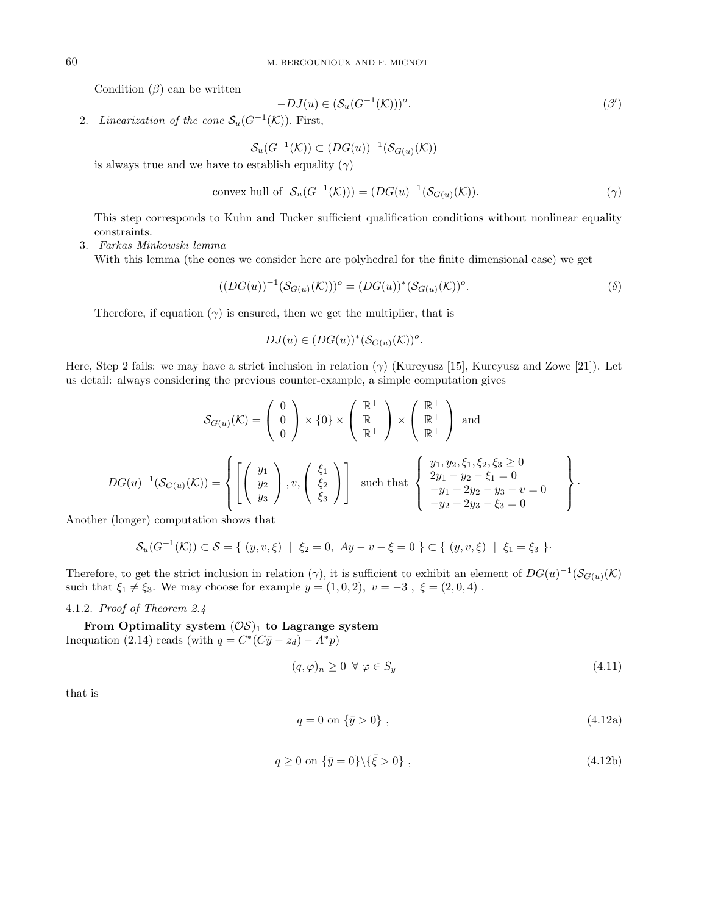Condition $(\beta)$ can be written

$$-DJ(u) \in (\mathcal{S}_u(G^{-1}(\mathcal{K})))^o. \tag{$\beta'$}$$

2. *Linearization of the cone* $\mathcal{S}_u(G^{-1}(\mathcal{K}))$. First,

$$\mathcal{S}_u(G^{-1}(\mathcal{K})) \subset (DG(u))^{-1}(\mathcal{S}_{G(u)}(\mathcal{K}))$$

is always true and we have to establish equality $(\gamma)$

$$\text{convex hull of } \ \mathcal{S}_u(G^{-1}(\mathcal{K}))) = (DG(u)^{-1}(\mathcal{S}_{G(u)}(\mathcal{K})). \tag{$\gamma$}$$

This step corresponds to Kuhn and Tucker sufficient qualification conditions without nonlinear equality constraints.

3. *Farkas Minkowski lemma*

With this lemma (the cones we consider here are polyhedral for the finite dimensional case) we get

$$((DG(u))^{-1}(\mathcal{S}_{G(u)}(\mathcal{K})))^o = (DG(u))^*(\mathcal{S}_{G(u)}(\mathcal{K}))^o. \tag{$\delta$}$$

Therefore, if equation $(\gamma)$ is ensured, then we get the multiplier, that is

$$DJ(u) \in (DG(u))^*(\mathcal{S}_{G(u)}(\mathcal{K}))^o.$$

Here, Step 2 fails: we may have a strict inclusion in relation $(\gamma)$ (Kurcyusz [15], Kurcyusz and Zowe [21]). Let us detail: always considering the previous counter-example, a simple computation gives

$$\mathcal{S}_{G(u)}(\mathcal{K}) = \begin{pmatrix} 0 \\ 0 \\ 0 \end{pmatrix} \times \{0\} \times \begin{pmatrix} \mathbb{R}^+ \\ \mathbb{R} \\ \mathbb{R}^+ \end{pmatrix} \times \begin{pmatrix} \mathbb{R}^+ \\ \mathbb{R}^+ \\ \mathbb{R}^+ \end{pmatrix} \text{ and}$$

$$DG(u)^{-1}(\mathcal{S}_{G(u)}(\mathcal{K})) = \left\{ \left[ \begin{pmatrix} y_1 \\ y_2 \\ y_3 \end{pmatrix}, v, \begin{pmatrix} \xi_1 \\ \xi_2 \\ \xi_3 \end{pmatrix} \right] \text{ such that } \left\{ \begin{array}{l} y_1, y_2, \xi_1, \xi_2, \xi_3 \geq 0 \\ 2y_1 - y_2 - \xi_1 = 0 \\ -y_1 + 2y_2 - y_3 - v = 0 \\ -y_2 + 2y_3 - \xi_3 = 0 \end{array} \right. \right\}.$$

Another (longer) computation shows that

$$\mathcal{S}_u(G^{-1}(\mathcal{K})) \subset \mathcal{S} = \{ \ (y, v, \xi) \ \mid \ \xi_2 = 0, \ Ay - v - \xi = 0 \ \} \subset \{ \ (y, v, \xi) \ \mid \ \xi_1 = \xi_3 \ \}.$$

Therefore, to get the strict inclusion in relation $(\gamma)$, it is sufficient to exhibit an element of $DG(u)^{-1}(\mathcal{S}_{G(u)}(\mathcal{K})$ such that $\xi_1 \neq \xi_3$. We may choose for example $y = (1, 0, 2), \ v = -3 \ , \ \xi = (2, 0, 4)$ .

#### 4.1.2. *Proof of Theorem 2.4*

**From Optimality system $(\mathcal{OS})_1$ to Lagrange system**

Inequation (2.14) reads (with $q = C^*(C\bar{y} - z_d) - A^*p$)

$$(q, \varphi)_n \geq 0 \ \ \forall \ \varphi \in S_{\bar{y}} \tag{4.11}$$

that is

$$q = 0 \text{ on } \{\bar{y} > 0\} \ , \tag{4.12a}$$

$$q \geq 0 \text{ on } \{\bar{y} = 0\} \backslash \{\bar{\xi} > 0\} \ , \tag{4.12b}$$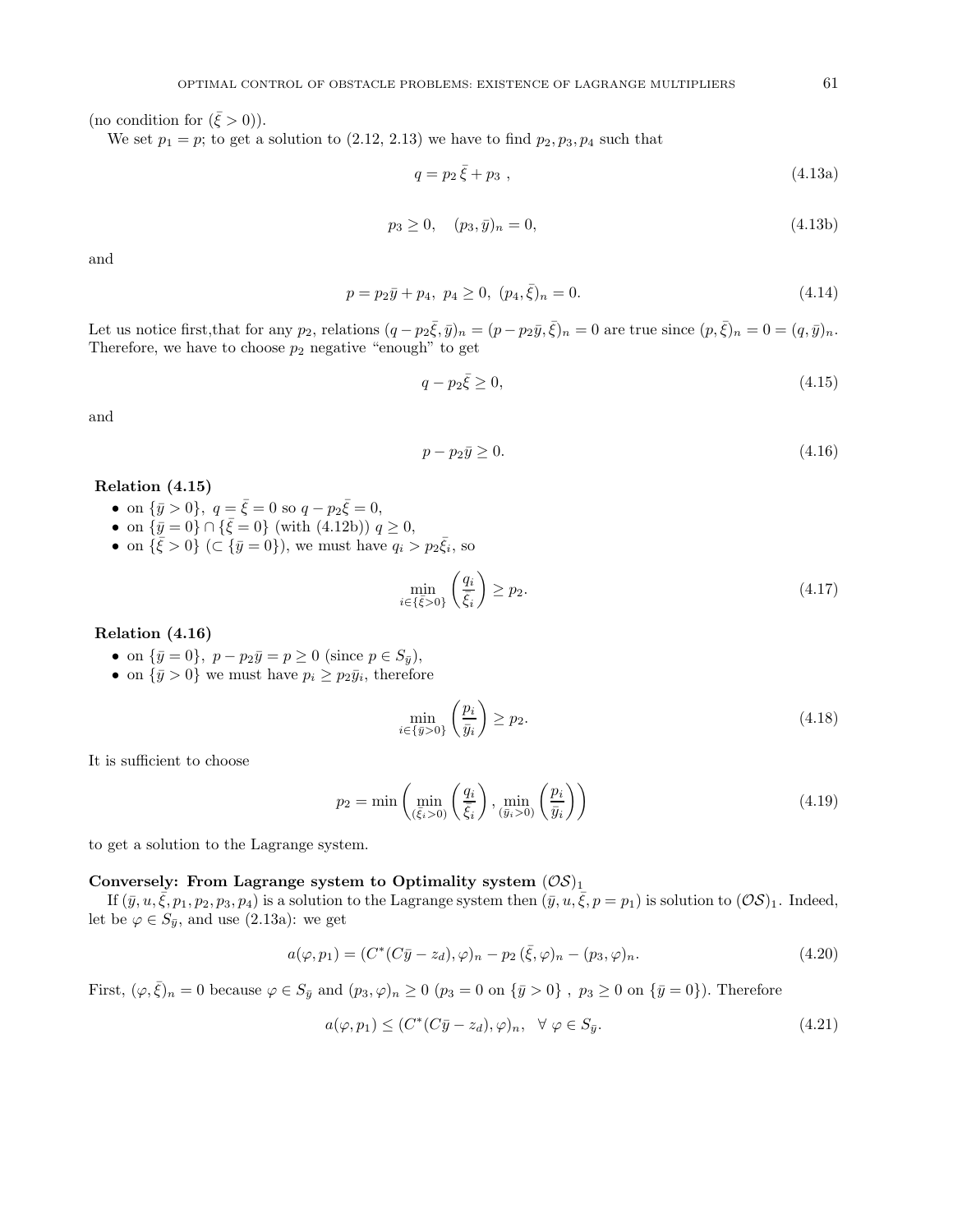(no condition for $(\bar{\xi} > 0)$).

We set $p_1 = p$; to get a solution to (2.12, 2.13) we have to find $p_2, p_3, p_4$ such that

$$q = p_2\,\bar{\xi} + p_3\ , \tag{4.13a}$$

$$p_3 \geq 0, \quad (p_3, \bar{y})_n = 0, \tag{4.13b}$$

and

$$p = p_2\bar{y} + p_4,\ p_4 \geq 0,\ (p_4, \bar{\xi})_n = 0. \tag{4.14}$$

Let us notice first,that for any $p_2$, relations $(q - p_2\bar{\xi}, \bar{y})_n = (p - p_2\bar{y}, \bar{\xi})_n = 0$ are true since $(p, \bar{\xi})_n = 0 = (q, \bar{y})_n$. Therefore, we have to choose $p_2$ negative "enough" to get

$$q - p_2\bar{\xi} \geq 0, \tag{4.15}$$

and

$$p - p_2\bar{y} \geq 0. \tag{4.16}$$

**Relation (4.15)**

- on $\{\bar{y} > 0\}$, $q = \bar{\xi} = 0$ so $q - p_2\bar{\xi} = 0$,
- on $\{\bar{y} = 0\} \cap \{\bar{\xi} = 0\}$ (with (4.12b)) $q \geq 0$,
- on $\{\bar{\xi} > 0\}$ $(\subset \{\bar{y} = 0\})$, we must have $q_i > p_2\bar{\xi}_i$, so

$$\min_{i \in \{\bar{\xi} > 0\}} \left( \frac{q_i}{\bar{\xi}_i} \right) \geq p_2. \tag{4.17}$$

**Relation (4.16)**

- on $\{\bar{y} = 0\}$, $p - p_2\bar{y} = p \geq 0$ (since $p \in S_{\bar{y}}$),
- on $\{\bar{y} > 0\}$ we must have $p_i \geq p_2\bar{y}_i$, therefore

$$\min_{i \in \{\bar{y} > 0\}} \left( \frac{p_i}{\bar{y}_i} \right) \geq p_2. \tag{4.18}$$

It is sufficient to choose

$$p_2 = \min \left( \min_{(\bar{\xi}_i > 0)} \left( \frac{q_i}{\bar{\xi}_i} \right), \min_{(\bar{y}_i > 0)} \left( \frac{p_i}{\bar{y}_i} \right) \right) \tag{4.19}$$

to get a solution to the Lagrange system.

**Conversely: From Lagrange system to Optimality system $(\mathcal{OS})_1$**

If $(\bar{y}, u, \bar{\xi}, p_1, p_2, p_3, p_4)$ is a solution to the Lagrange system then $(\bar{y}, u, \bar{\xi}, p = p_1)$ is solution to $(\mathcal{OS})_1$. Indeed, let be $\varphi \in S_{\bar{y}}$, and use (2.13a): we get

$$a(\varphi, p_1) = (C^*(C\bar{y} - z_d), \varphi)_n - p_2\,(\bar{\xi}, \varphi)_n - (p_3, \varphi)_n. \tag{4.20}$$

First, $(\varphi, \bar{\xi})_n = 0$ because $\varphi \in S_{\bar{y}}$ and $(p_3, \varphi)_n \geq 0$ ($p_3 = 0$ on $\{\bar{y} > 0\}$ , $p_3 \geq 0$ on $\{\bar{y} = 0\}$). Therefore

$$a(\varphi, p_1) \leq (C^*(C\bar{y} - z_d), \varphi)_n, \quad \forall\ \varphi \in S_{\bar{y}}. \tag{4.21}$$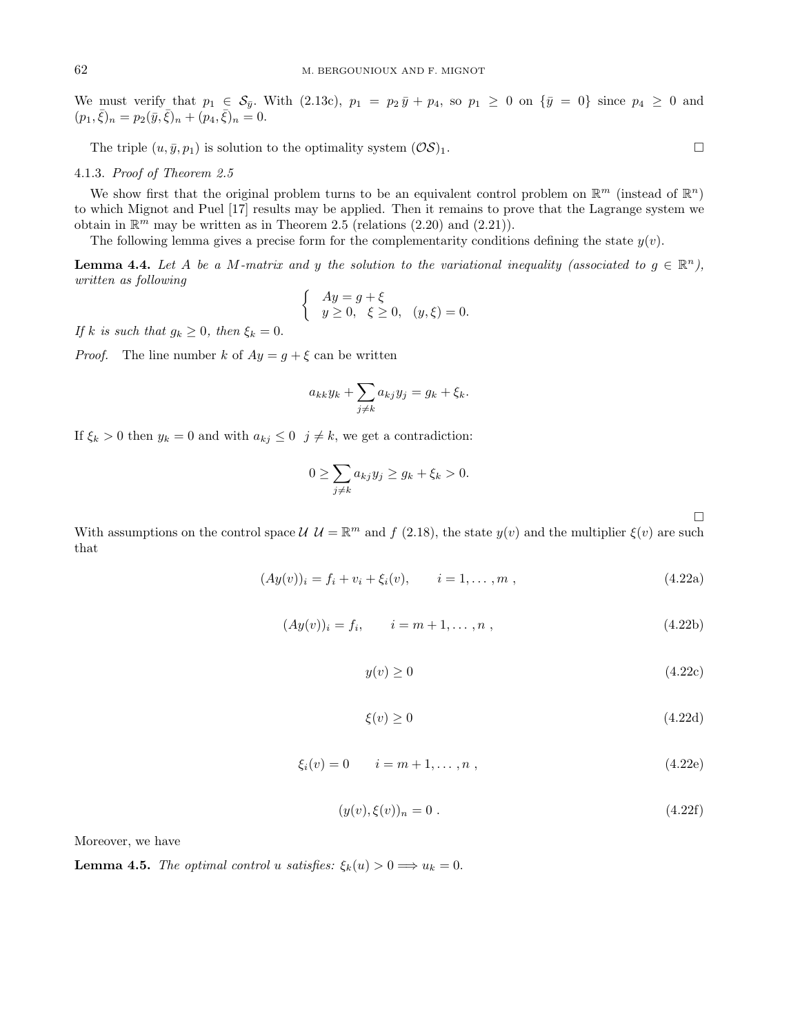We must verify that $p_1 \in \mathcal{S}_{\bar{y}}$. With (2.13c), $p_1 = p_2 \bar{y} + p_4$, so $p_1 \geq 0$ on $\{\bar{y} = 0\}$ since $p_4 \geq 0$ and $(p_1, \bar{\xi})_n = p_2(\bar{y}, \bar{\xi})_n + (p_4, \bar{\xi})_n = 0$.

The triple $(u, \bar{y}, p_1)$ is solution to the optimality system $(\mathcal{OS})_1$. □

#### 4.1.3. *Proof of Theorem 2.5*

We show first that the original problem turns to be an equivalent control problem on $\mathbb{R}^m$ (instead of $\mathbb{R}^n$) to which Mignot and Puel [17] results may be applied. Then it remains to prove that the Lagrange system we obtain in $\mathbb{R}^m$ may be written as in Theorem 2.5 (relations (2.20) and (2.21)).

The following lemma gives a precise form for the complementarity conditions defining the state $y(v)$.

**Lemma 4.4.** *Let $A$ be a $M$-matrix and $y$ the solution to the variational inequality (associated to $g \in \mathbb{R}^n$), written as following*

$$\begin{cases} Ay = g + \xi \\ y \geq 0, \quad \xi \geq 0, \quad (y, \xi) = 0. \end{cases}$$

*If $k$ is such that $g_k \geq 0$, then $\xi_k = 0$.*

*Proof.* The line number $k$ of $Ay = g + \xi$ can be written

$$a_{kk} y_k + \sum_{j \neq k} a_{kj} y_j = g_k + \xi_k.$$

If $\xi_k > 0$ then $y_k = 0$ and with $a_{kj} \leq 0 \;\; j \neq k$, we get a contradiction:

$$0 \geq \sum_{j \neq k} a_{kj} y_j \geq g_k + \xi_k > 0.$$

□

With assumptions on the control space $\mathcal{U}$ $\mathcal{U} = \mathbb{R}^m$ and $f$ (2.18), the state $y(v)$ and the multiplier $\xi(v)$ are such that

$$(Ay(v))_i = f_i + v_i + \xi_i(v), \qquad i = 1, \ldots, m \;, \tag{4.22a}$$

$$(Ay(v))_i = f_i, \qquad i = m+1, \ldots, n \;, \tag{4.22b}$$

$$y(v) \geq 0 \tag{4.22c}$$

$$\xi(v) \geq 0 \tag{4.22d}$$

$$\xi_i(v) = 0 \qquad i = m+1, \ldots, n \;, \tag{4.22e}$$

$$(y(v), \xi(v))_n = 0 \;. \tag{4.22f}$$

Moreover, we have

**Lemma 4.5.** *The optimal control $u$ satisfies: $\xi_k(u) > 0 \Longrightarrow u_k = 0$.*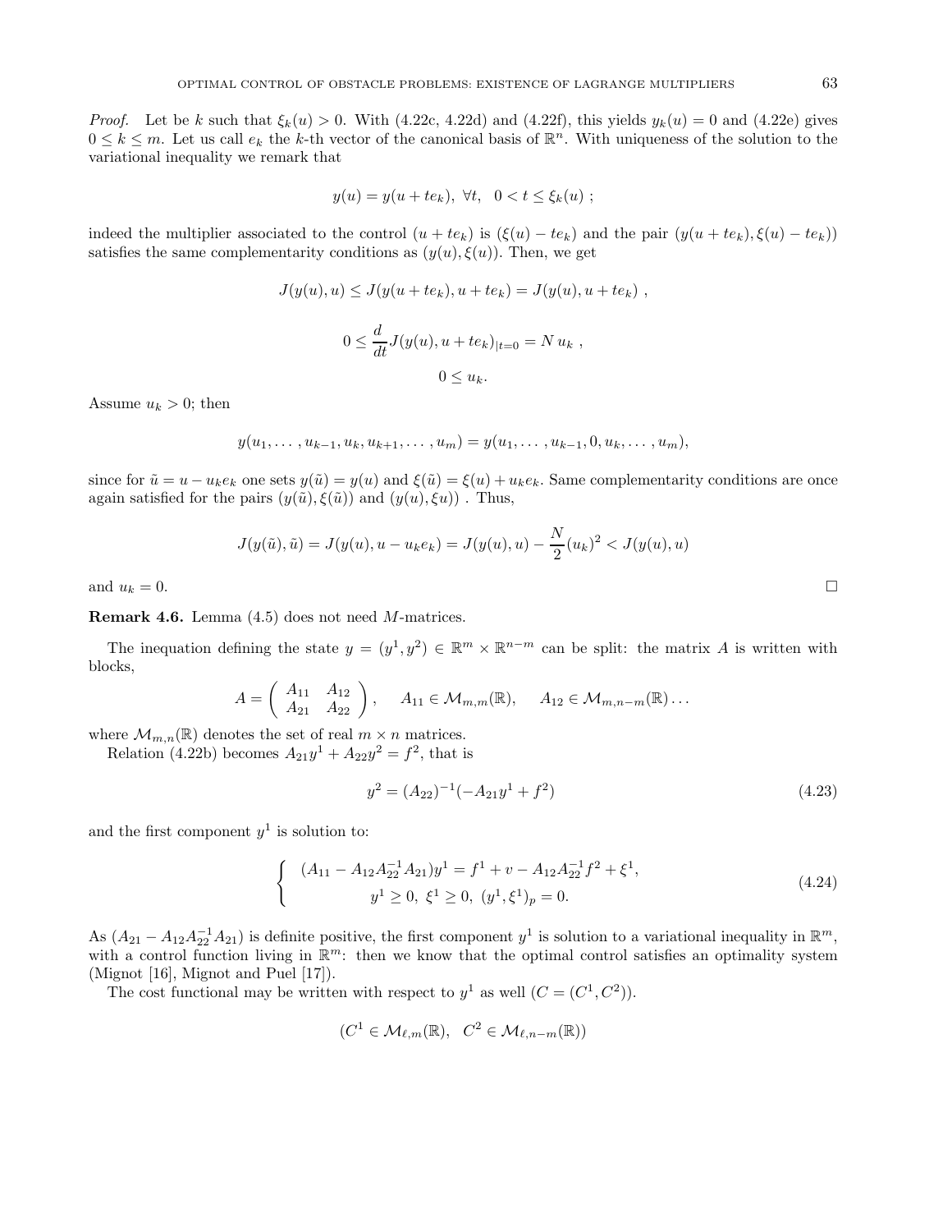*Proof.* Let be $k$ such that $\xi_k(u) > 0$. With (4.22c, 4.22d) and (4.22f), this yields $y_k(u) = 0$ and (4.22e) gives $0 \leq k \leq m$. Let us call $e_k$ the $k$-th vector of the canonical basis of $\mathbb{R}^n$. With uniqueness of the solution to the variational inequality we remark that

$$y(u) = y(u + te_k), \ \forall t, \ \ 0 < t \leq \xi_k(u) \ ;$$

indeed the multiplier associated to the control $(u + te_k)$ is $(\xi(u) - te_k)$ and the pair $(y(u + te_k), \xi(u) - te_k))$ satisfies the same complementarity conditions as $(y(u), \xi(u))$. Then, we get

$$J(y(u), u) \leq J(y(u + te_k), u + te_k) = J(y(u), u + te_k) \ ,$$

$$0 \leq \frac{d}{dt} J(y(u), u + te_k)_{|t=0} = N \, u_k \ ,$$

$$0 \leq u_k.$$

Assume $u_k > 0$; then

$$y(u_1, \ldots, u_{k-1}, u_k, u_{k+1}, \ldots, u_m) = y(u_1, \ldots, u_{k-1}, 0, u_k, \ldots, u_m),$$

since for $\tilde{u} = u - u_k e_k$ one sets $y(\tilde{u}) = y(u)$ and $\xi(\tilde{u}) = \xi(u) + u_k e_k$. Same complementarity conditions are once again satisfied for the pairs $(y(\tilde{u}), \xi(\tilde{u}))$ and $(y(u), \xi u))$ . Thus,

$$J(y(\tilde{u}), \tilde{u}) = J(y(u), u - u_k e_k) = J(y(u), u) - \frac{N}{2}(u_k)^2 < J(y(u), u)$$

and $u_k = 0$. □

**Remark 4.6.** Lemma (4.5) does not need $M$-matrices.

The inequation defining the state $y = (y^1, y^2) \in \mathbb{R}^m \times \mathbb{R}^{n-m}$ can be split: the matrix $A$ is written with blocks,

$$A = \begin{pmatrix} A_{11} & A_{12} \\ A_{21} & A_{22} \end{pmatrix}, \quad A_{11} \in \mathcal{M}_{m,m}(\mathbb{R}), \quad A_{12} \in \mathcal{M}_{m,n-m}(\mathbb{R}) \ldots$$

where $\mathcal{M}_{m,n}(\mathbb{R})$ denotes the set of real $m \times n$ matrices.

Relation (4.22b) becomes $A_{21}y^1 + A_{22}y^2 = f^2$, that is

$$y^2 = (A_{22})^{-1}(-A_{21}y^1 + f^2) \tag{4.23}$$

and the first component $y^1$ is solution to:

$$\left\{ \begin{array}{c} (A_{11} - A_{12}A_{22}^{-1}A_{21})y^1 = f^1 + v - A_{12}A_{22}^{-1}f^2 + \xi^1, \\ y^1 \geq 0, \ \xi^1 \geq 0, \ (y^1, \xi^1)_p = 0. \end{array} \right. \tag{4.24}$$

As $(A_{21} - A_{12}A_{22}^{-1}A_{21})$ is definite positive, the first component $y^1$ is solution to a variational inequality in $\mathbb{R}^m$, with a control function living in $\mathbb{R}^m$: then we know that the optimal control satisfies an optimality system (Mignot [16], Mignot and Puel [17]).

The cost functional may be written with respect to $y^1$ as well ($C = (C^1, C^2)$).

$$(C^1 \in \mathcal{M}_{\ell,m}(\mathbb{R}), \ \ C^2 \in \mathcal{M}_{\ell,n-m}(\mathbb{R}))$$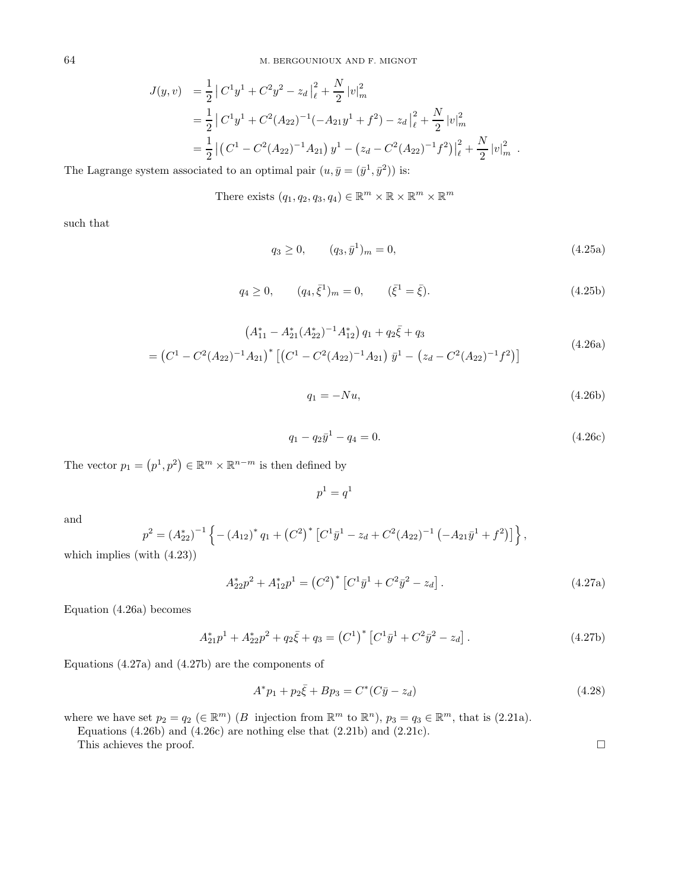$$
\begin{aligned}
J(y,v) &= \frac{1}{2}\left| C^1 y^1 + C^2 y^2 - z_d \right|_\ell^2 + \frac{N}{2}\left|v\right|_m^2 \\
&= \frac{1}{2}\left| C^1 y^1 + C^2 (A_{22})^{-1}(-A_{21}y^1 + f^2) - z_d \right|_\ell^2 + \frac{N}{2}\left|v\right|_m^2 \\
&= \frac{1}{2}\left| \left(C^1 - C^2(A_{22})^{-1}A_{21}\right) y^1 - \left(z_d - C^2(A_{22})^{-1}f^2\right) \right|_\ell^2 + \frac{N}{2}\left|v\right|_m^2 \ .
\end{aligned}
$$

The Lagrange system associated to an optimal pair $(u, \bar{y} = (\bar{y}^1, \bar{y}^2))$ is:

$$
\text{There exists } (q_1, q_2, q_3, q_4) \in \mathbb{R}^m \times \mathbb{R} \times \mathbb{R}^m \times \mathbb{R}^m
$$

such that

$$
q_3 \geq 0, \qquad (q_3, \bar{y}^1)_m = 0, \tag{4.25a}
$$

$$
q_4 \geq 0, \qquad (q_4, \bar{\xi}^1)_m = 0, \qquad (\bar{\xi}^1 = \bar{\xi}). \tag{4.25b}
$$

$$
\begin{aligned}
&\left(A_{11}^* - A_{21}^*(A_{22}^*)^{-1}A_{12}^*\right) q_1 + q_2 \bar{\xi} + q_3 \\
&= \left(C^1 - C^2(A_{22})^{-1}A_{21}\right)^* \left[\left(C^1 - C^2(A_{22})^{-1}A_{21}\right)\bar{y}^1 - \left(z_d - C^2(A_{22})^{-1}f^2\right)\right]
\end{aligned} \tag{4.26a}
$$

$$
q_1 = -Nu, \tag{4.26b}
$$

$$
q_1 - q_2 \bar{y}^1 - q_4 = 0. \tag{4.26c}
$$

The vector $p_1 = \left(p^1, p^2\right) \in \mathbb{R}^m \times \mathbb{R}^{n-m}$ is then defined by

$$
p^1 = q^1
$$

and

$$
p^2 = \left(A_{22}^*\right)^{-1}\left\{ -\left(A_{12}\right)^* q_1 + \left(C^2\right)^* \left[C^1\bar{y}^1 - z_d + C^2(A_{22})^{-1}\left(-A_{21}\bar{y}^1 + f^2\right)\right]\right\},
$$

which implies (with (4.23))

$$
A_{22}^* p^2 + A_{12}^* p^1 = \left(C^2\right)^* \left[C^1 \bar{y}^1 + C^2 \bar{y}^2 - z_d\right]. \tag{4.27a}
$$

Equation (4.26a) becomes

$$
A_{21}^* p^1 + A_{22}^* p^2 + q_2 \bar{\xi} + q_3 = \left(C^1\right)^* \left[C^1 \bar{y}^1 + C^2 \bar{y}^2 - z_d\right]. \tag{4.27b}
$$

Equations (4.27a) and (4.27b) are the components of

$$
A^* p_1 + p_2 \bar{\xi} + B p_3 = C^*(C\bar{y} - z_d) \tag{4.28}
$$

where we have set $p_2 = q_2$ ($\in \mathbb{R}^m$) ($B$ injection from $\mathbb{R}^m$ to $\mathbb{R}^n$), $p_3 = q_3 \in \mathbb{R}^m$, that is (2.21a).

Equations (4.26b) and (4.26c) are nothing else that (2.21b) and (2.21c).

This achieves the proof. $\square$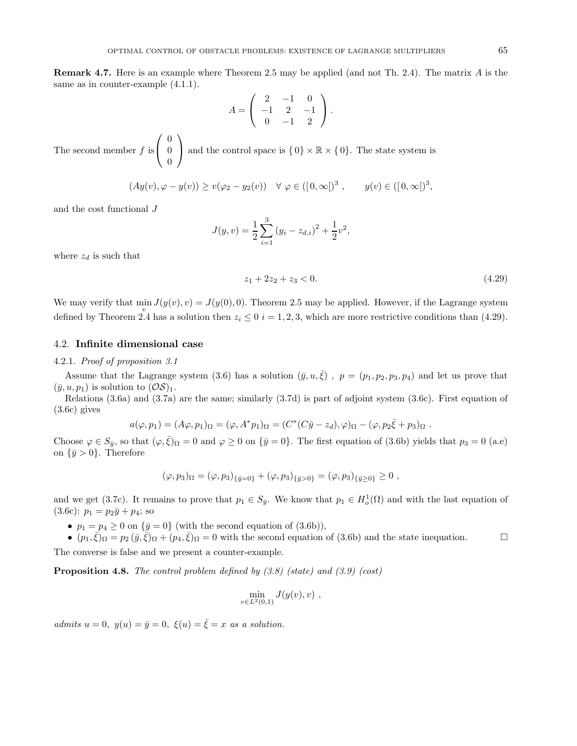**Remark 4.7.** Here is an example where Theorem 2.5 may be applied (and not Th. 2.4). The matrix $A$ is the same as in counter-example (4.1.1).

$$A = \begin{pmatrix} 2 & -1 & 0 \\ -1 & 2 & -1 \\ 0 & -1 & 2 \end{pmatrix}.$$

The second member $f$ is $\begin{pmatrix} 0 \\ 0 \\ 0 \end{pmatrix}$ and the control space is $\{0\} \times \mathbb{R} \times \{0\}$. The state system is

$$(Ay(v), \varphi - y(v)) \geq v(\varphi_2 - y_2(v)) \quad \forall\, \varphi \in ([0, \infty[)^3 , \qquad y(v) \in ([0, \infty[)^3,$$

and the cost functional $J$

$$J(y, v) = \frac{1}{2} \sum_{i=1}^{3} (y_i - z_{d,i})^2 + \frac{1}{2} v^2,$$

where $z_d$ is such that

$$z_1 + 2z_2 + z_3 < 0. \tag{4.29}$$

We may verify that $\min\limits_v J(y(v), v) = J(y(0), 0)$. Theorem 2.5 may be applied. However, if the Lagrange system defined by Theorem 2.4 has a solution then $z_i \leq 0$ $i = 1, 2, 3$, which are more restrictive conditions than (4.29).

## 4.2. Infinite dimensional case

### 4.2.1. *Proof of proposition 3.1*

Assume that the Lagrange system (3.6) has a solution $(\bar{y}, u, \bar{\xi})$ , $p = (p_1, p_2, p_3, p_4)$ and let us prove that $(\bar{y}, u, p_1)$ is solution to $(\mathcal{OS})_1$.

Relations (3.6a) and (3.7a) are the same; similarly (3.7d) is part of adjoint system (3.6c). First equation of (3.6c) gives

$$a(\varphi, p_1) = (A\varphi, p_1)_\Omega = (\varphi, A^* p_1)_\Omega = (C^*(C\bar{y} - z_d), \varphi)_\Omega - (\varphi, p_2\bar{\xi} + p_3)_\Omega \ .$$

Choose $\varphi \in S_{\bar{y}}$, so that $(\varphi, \bar{\xi})_\Omega = 0$ and $\varphi \geq 0$ on $\{\bar{y} = 0\}$. The first equation of (3.6b) yields that $p_3 = 0$ (a.e) on $\{\bar{y} > 0\}$. Therefore

$$(\varphi, p_3)_\Omega = (\varphi, p_3)_{\{\bar{y}=0\}} + (\varphi, p_3)_{\{\bar{y}>0\}} = (\varphi, p_3)_{\{\bar{y}\geq 0\}} \geq 0 \ ,$$

and we get (3.7c). It remains to prove that $p_1 \in S_{\bar{y}}$. We know that $p_1 \in H^1_o(\Omega)$ and with the last equation of (3.6c): $p_1 = p_2\bar{y} + p_4$; so

- $p_1 = p_4 \geq 0$ on $\{\bar{y} = 0\}$ (with the second equation of (3.6b)),
- $(p_1, \bar{\xi})_\Omega = p_2 \, (\bar{y}, \bar{\xi})_\Omega + (p_4, \bar{\xi})_\Omega = 0$ with the second equation of (3.6b) and the state inequation. $\square$

The converse is false and we present a counter-example.

**Proposition 4.8.** *The control problem defined by (3.8) (state) and (3.9) (cost)*

$$\min_{v \in L^2(0,1)} J(y(v), v) \ ,$$

*admits* $u = 0,\ y(u) = \bar{y} = 0,\ \xi(u) = \bar{\xi} = x$ *as a solution.*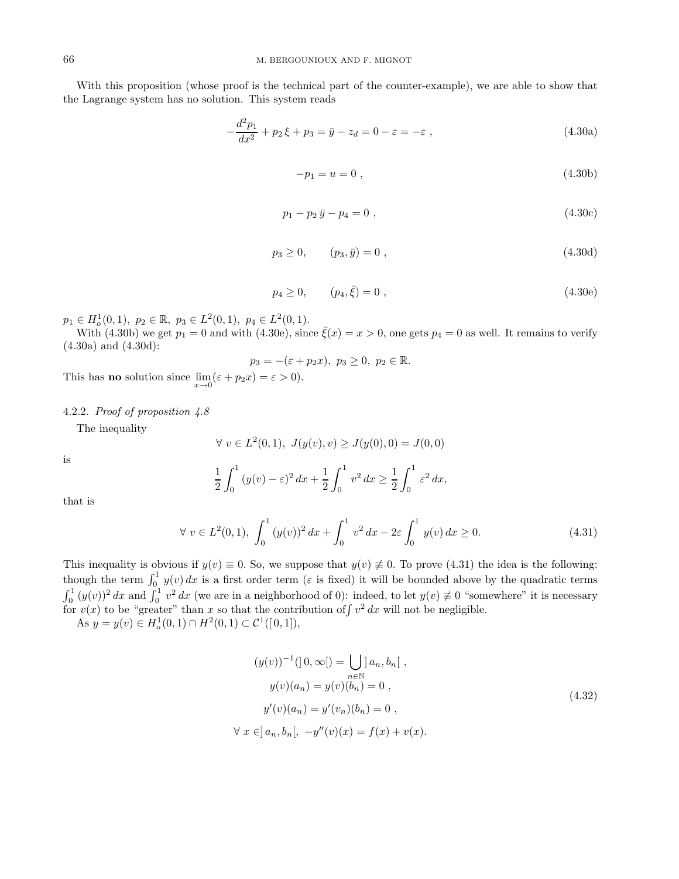With this proposition (whose proof is the technical part of the counter-example), we are able to show that the Lagrange system has no solution. This system reads

$$-\frac{d^2 p_1}{dx^2} + p_2\,\xi + p_3 = \bar{y} - z_d = 0 - \varepsilon = -\varepsilon \ , \tag{4.30a}$$

$$-p_1 = u = 0 \ , \tag{4.30b}$$

$$p_1 - p_2\,\bar{y} - p_4 = 0 \ , \tag{4.30c}$$

$$p_3 \geq 0, \qquad (p_3, \bar{y}) = 0 \ , \tag{4.30d}$$

$$p_4 \geq 0, \qquad (p_4, \bar{\xi}) = 0 \ , \tag{4.30e}$$

$p_1 \in H^1_o(0,1),\ p_2 \in \mathbb{R},\ p_3 \in L^2(0,1),\ p_4 \in L^2(0,1)$.

With (4.30b) we get $p_1 = 0$ and with (4.30e), since $\bar{\xi}(x) = x > 0$, one gets $p_4 = 0$ as well. It remains to verify (4.30a) and (4.30d):

$$p_3 = -(\varepsilon + p_2 x),\ p_3 \geq 0,\ p_2 \in \mathbb{R}.$$

This has **no** solution since $\lim\limits_{x\to 0}(\varepsilon + p_2 x) = \varepsilon > 0$).

#### 4.2.2. *Proof of proposition 4.8*

The inequality

$$\forall\ v \in L^2(0,1),\ J(y(v), v) \geq J(y(0), 0) = J(0,0)$$

is

$$\frac{1}{2}\int_0^1 (y(v) - \varepsilon)^2\,dx + \frac{1}{2}\int_0^1 v^2\,dx \geq \frac{1}{2}\int_0^1 \varepsilon^2\,dx,$$

that is

$$\forall\ v \in L^2(0,1),\ \int_0^1 (y(v))^2\,dx + \int_0^1 v^2\,dx - 2\varepsilon\int_0^1 y(v)\,dx \geq 0. \tag{4.31}$$

This inequality is obvious if $y(v) \equiv 0$. So, we suppose that $y(v) \not\equiv 0$. To prove (4.31) the idea is the following: though the term $\int_0^1 y(v)\,dx$ is a first order term ($\varepsilon$ is fixed) it will be bounded above by the quadratic terms $\int_0^1 (y(v))^2\,dx$ and $\int_0^1 v^2\,dx$ (we are in a neighborhood of 0): indeed, to let $y(v) \not\equiv 0$ "somewhere" it is necessary for $v(x)$ to be "greater" than $x$ so that the contribution of $\int v^2\,dx$ will not be negligible.

As $y = y(v) \in H^1_o(0,1) \cap H^2(0,1) \subset \mathcal{C}^1([0,1])$,

$$\begin{gathered}
(y(v))^{-1}(]\,0,\infty[) = \bigcup_{n\in\mathbb{N}}\,]\,a_n, b_n[\ , \\
y(v)(a_n) = y(v)(b_n) = 0\ , \\
y'(v)(a_n) = y'(v_n)(b_n) = 0\ , \\
\forall\ x \in ]\,a_n, b_n[,\ -y''(v)(x) = f(x) + v(x).
\end{gathered} \tag{4.32}$$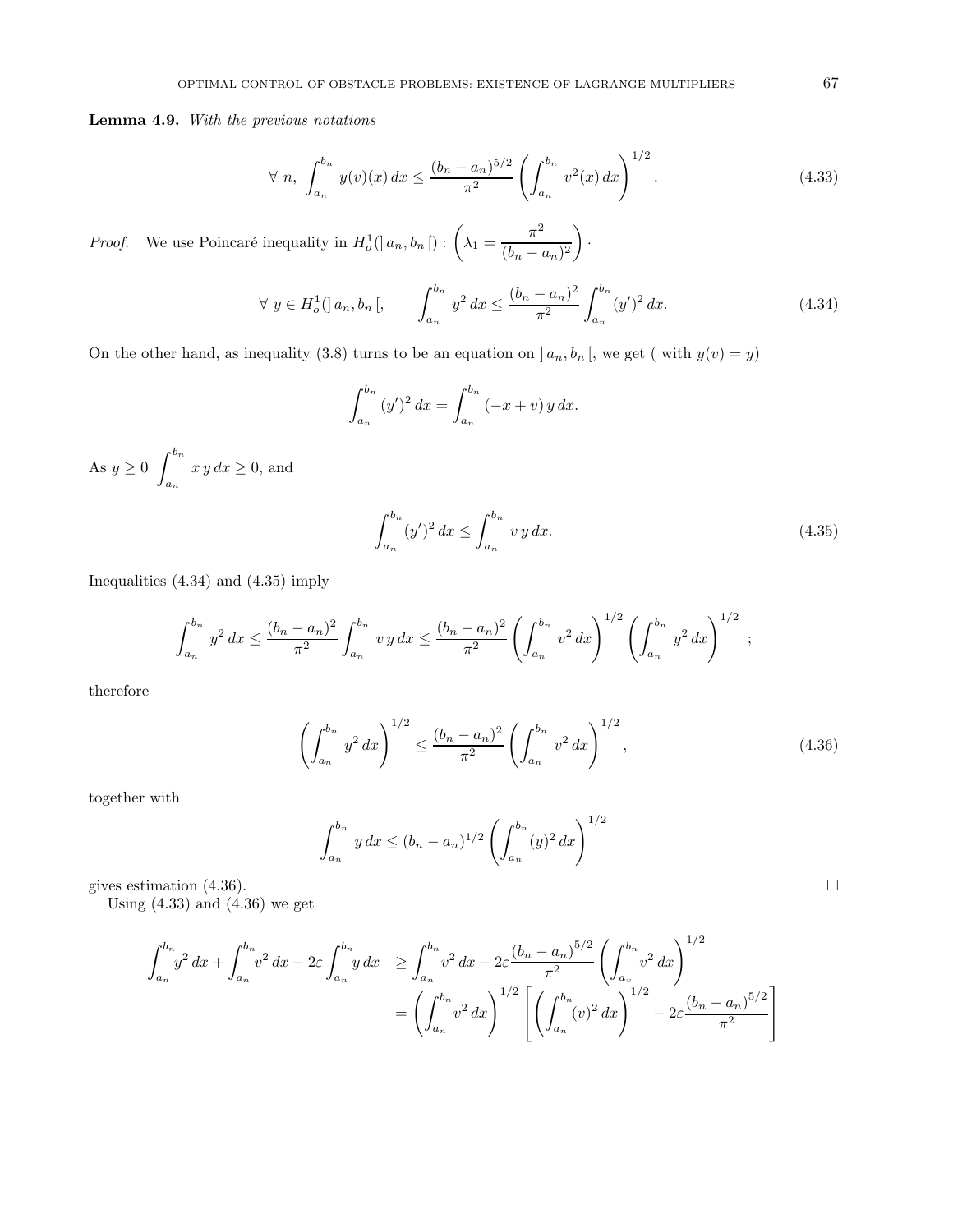**Lemma 4.9.** *With the previous notations*

$$\forall \ n, \ \int_{a_n}^{b_n} y(v)(x)\,dx \le \frac{(b_n-a_n)^{5/2}}{\pi^2}\left(\int_{a_n}^{b_n} v^2(x)\,dx\right)^{1/2}. \tag{4.33}$$

*Proof.* We use Poincaré inequality in $H^1_o(]\,a_n,b_n\,[)$ : $\left(\lambda_1 = \dfrac{\pi^2}{(b_n-a_n)^2}\right)$.

$$\forall \ y \in H^1_o(]\,a_n,b_n\,[, \qquad \int_{a_n}^{b_n} y^2\,dx \le \frac{(b_n-a_n)^2}{\pi^2}\int_{a_n}^{b_n} (y')^2\,dx. \tag{4.34}$$

On the other hand, as inequality (3.8) turns to be an equation on $]\,a_n,b_n\,[$, we get ( with $y(v)=y$)

$$\int_{a_n}^{b_n} (y')^2\,dx = \int_{a_n}^{b_n} (-x+v)\,y\,dx.$$

As $y\ge 0$ $\displaystyle\int_{a_n}^{b_n} x\,y\,dx \ge 0$, and

$$\int_{a_n}^{b_n} (y')^2\,dx \le \int_{a_n}^{b_n} v\,y\,dx. \tag{4.35}$$

Inequalities (4.34) and (4.35) imply

$$\int_{a_n}^{b_n} y^2\,dx \le \frac{(b_n-a_n)^2}{\pi^2}\int_{a_n}^{b_n} v\,y\,dx \le \frac{(b_n-a_n)^2}{\pi^2}\left(\int_{a_n}^{b_n} v^2\,dx\right)^{1/2}\left(\int_{a_n}^{b_n} y^2\,dx\right)^{1/2};$$

therefore

$$\left(\int_{a_n}^{b_n} y^2\,dx\right)^{1/2} \le \frac{(b_n-a_n)^2}{\pi^2}\left(\int_{a_n}^{b_n} v^2\,dx\right)^{1/2}, \tag{4.36}$$

together with

$$\int_{a_n}^{b_n} y\,dx \le (b_n-a_n)^{1/2}\left(\int_{a_n}^{b_n} (y)^2\,dx\right)^{1/2}$$

gives estimation (4.36). $\square$

Using (4.33) and (4.36) we get

$$\begin{aligned}\int_{a_n}^{b_n} y^2\,dx + \int_{a_n}^{b_n} v^2\,dx - 2\varepsilon\int_{a_n}^{b_n} y\,dx &\ge \int_{a_n}^{b_n} v^2\,dx - 2\varepsilon\frac{(b_n-a_n)^{5/2}}{\pi^2}\left(\int_{a_v}^{b_n} v^2\,dx\right)^{1/2} \\ &= \left(\int_{a_n}^{b_n} v^2\,dx\right)^{1/2}\left[\left(\int_{a_n}^{b_n} (v)^2\,dx\right)^{1/2} - 2\varepsilon\frac{(b_n-a_n)^{5/2}}{\pi^2}\right]\end{aligned}$$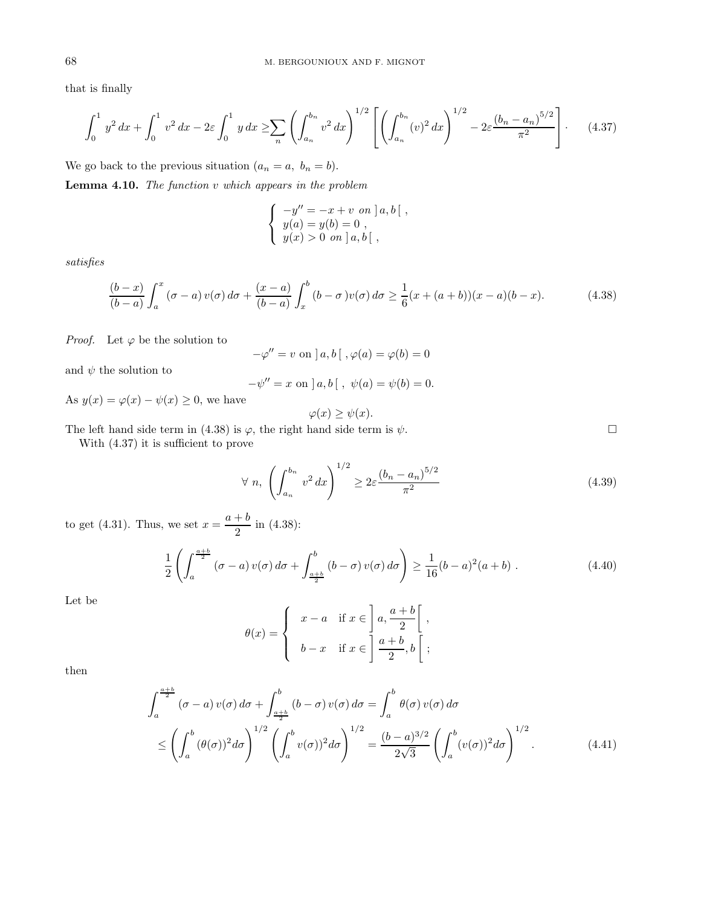that is finally

$$\int_0^1 y^2\,dx + \int_0^1 v^2\,dx - 2\varepsilon \int_0^1 y\,dx \geq \sum_n \left(\int_{a_n}^{b_n} v^2\,dx\right)^{1/2} \left[\left(\int_{a_n}^{b_n} (v)^2\,dx\right)^{1/2} - 2\varepsilon \frac{(b_n - a_n)^{5/2}}{\pi^2}\right] \cdot \tag{4.37}$$

We go back to the previous situation ($a_n = a,\ b_n = b$).

**Lemma 4.10.** *The function $v$ which appears in the problem*

$$\left\{\begin{array}{l} -y'' = -x + v \ \text{ on } ]\,a,b\,[\ , \\ y(a) = y(b) = 0\ , \\ y(x) > 0 \ \text{ on } ]\,a,b\,[\ , \end{array}\right.$$

*satisfies*

$$\frac{(b-x)}{(b-a)} \int_a^x (\sigma - a)\, v(\sigma)\,d\sigma + \frac{(x-a)}{(b-a)} \int_x^b (b - \sigma\,)v(\sigma)\,d\sigma \geq \frac{1}{6}(x + (a+b))(x-a)(b-x). \tag{4.38}$$

*Proof.* Let $\varphi$ be the solution to

$$-\varphi'' = v \text{ on } ]\,a,b\,[\ , \varphi(a) = \varphi(b) = 0$$

and $\psi$ the solution to

$$-\psi'' = x \text{ on } ]\,a,b\,[\ ,\ \psi(a) = \psi(b) = 0.$$

As $y(x) = \varphi(x) - \psi(x) \geq 0$, we have

$$\varphi(x) \geq \psi(x).$$

The left hand side term in (4.38) is $\varphi$, the right hand side term is $\psi$. □

With (4.37) it is sufficient to prove

$$\forall\ n,\ \left(\int_{a_n}^{b_n} v^2\,dx\right)^{1/2} \geq 2\varepsilon \frac{(b_n - a_n)^{5/2}}{\pi^2} \tag{4.39}$$

to get (4.31). Thus, we set $x = \dfrac{a+b}{2}$ in (4.38):

$$\frac{1}{2}\left(\int_a^{\frac{a+b}{2}} (\sigma - a)\, v(\sigma)\,d\sigma + \int_{\frac{a+b}{2}}^b (b - \sigma)\, v(\sigma)\,d\sigma\right) \geq \frac{1}{16}(b-a)^2(a+b)\ . \tag{4.40}$$

Let be

$$\theta(x) = \left\{\begin{array}{ll} x - a & \text{if } x \in \left]\, a, \dfrac{a+b}{2}\right[\ , \\ b - x & \text{if } x \in \left]\, \dfrac{a+b}{2}, b\,\right[\ ; \end{array}\right.$$

then

$$\begin{aligned}\int_a^{\frac{a+b}{2}} (\sigma - a)\, v(\sigma)\,d\sigma + \int_{\frac{a+b}{2}}^b (b-\sigma)\, v(\sigma)\,d\sigma &= \int_a^b \theta(\sigma)\, v(\sigma)\,d\sigma \\ \leq \left(\int_a^b (\theta(\sigma))^2 d\sigma\right)^{1/2} \left(\int_a^b v(\sigma))^2 d\sigma\right)^{1/2} &= \frac{(b-a)^{3/2}}{2\sqrt{3}} \left(\int_a^b (v(\sigma))^2 d\sigma\right)^{1/2}. \end{aligned} \tag{4.41}$$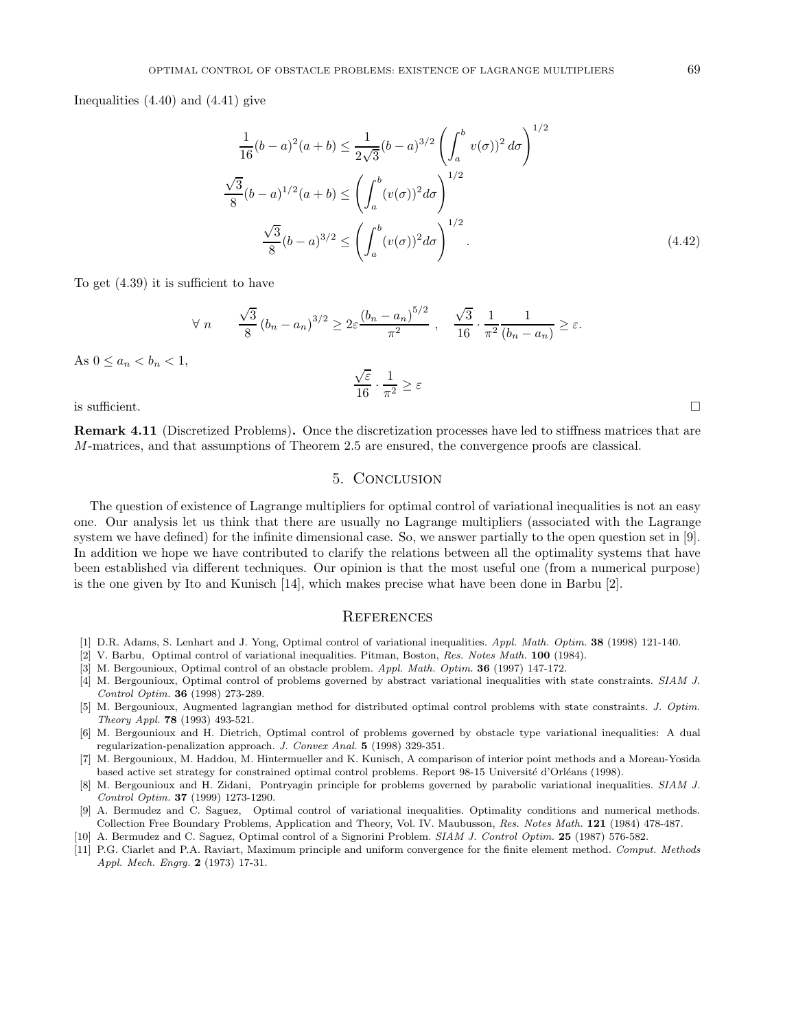Inequalities (4.40) and (4.41) give

$$\begin{aligned}
\frac{1}{16}(b-a)^2(a+b) &\leq \frac{1}{2\sqrt{3}}(b-a)^{3/2}\left(\int_a^b v(\sigma))^2\, d\sigma\right)^{1/2} \\
\frac{\sqrt{3}}{8}(b-a)^{1/2}(a+b) &\leq \left(\int_a^b (v(\sigma))^2 d\sigma\right)^{1/2} \\
\frac{\sqrt{3}}{8}(b-a)^{3/2} &\leq \left(\int_a^b (v(\sigma))^2 d\sigma\right)^{1/2}.
\end{aligned} \tag{4.42}$$

To get (4.39) it is sufficient to have

$$\forall\ n \qquad \frac{\sqrt{3}}{8}\left(b_n-a_n\right)^{3/2} \geq 2\varepsilon\frac{\left(b_n-a_n\right)^{5/2}}{\pi^2}\ , \quad \frac{\sqrt{3}}{16}\cdot\frac{1}{\pi^2}\frac{1}{\left(b_n-a_n\right)} \geq \varepsilon.$$

As $0 \leq a_n < b_n < 1$,

$$\frac{\sqrt{\varepsilon}}{16}\cdot\frac{1}{\pi^2} \geq \varepsilon$$

is sufficient. $\square$

**Remark 4.11** (Discretized Problems)**.** Once the discretization processes have led to stiffness matrices that are $M$-matrices, and that assumptions of Theorem 2.5 are ensured, the convergence proofs are classical.

## 5. Conclusion

The question of existence of Lagrange multipliers for optimal control of variational inequalities is not an easy one. Our analysis let us think that there are usually no Lagrange multipliers (associated with the Lagrange system we have defined) for the infinite dimensional case. So, we answer partially to the open question set in [9]. In addition we hope we have contributed to clarify the relations between all the optimality systems that have been established via different techniques. Our opinion is that the most useful one (from a numerical purpose) is the one given by Ito and Kunisch [14], which makes precise what have been done in Barbu [2].

## References

[1] D.R. Adams, S. Lenhart and J. Yong, Optimal control of variational inequalities. *Appl. Math. Optim.* **38** (1998) 121-140.

[2] V. Barbu, Optimal control of variational inequalities. Pitman, Boston, *Res. Notes Math.* **100** (1984).

[3] M. Bergounioux, Optimal control of an obstacle problem. *Appl. Math. Optim.* **36** (1997) 147-172.

[4] M. Bergounioux, Optimal control of problems governed by abstract variational inequalities with state constraints. *SIAM J. Control Optim.* **36** (1998) 273-289.

[5] M. Bergounioux, Augmented lagrangian method for distributed optimal control problems with state constraints. *J. Optim. Theory Appl.* **78** (1993) 493-521.

[6] M. Bergounioux and H. Dietrich, Optimal control of problems governed by obstacle type variational inequalities: A dual regularization-penalization approach. *J. Convex Anal.* **5** (1998) 329-351.

[7] M. Bergounioux, M. Haddou, M. Hintermueller and K. Kunisch, A comparison of interior point methods and a Moreau-Yosida based active set strategy for constrained optimal control problems. Report 98-15 Université d'Orléans (1998).

[8] M. Bergounioux and H. Zidani, Pontryagin principle for problems governed by parabolic variational inequalities. *SIAM J. Control Optim.* **37** (1999) 1273-1290.

[9] A. Bermudez and C. Saguez, Optimal control of variational inequalities. Optimality conditions and numerical methods. Collection Free Boundary Problems, Application and Theory, Vol. IV. Maubusson, *Res. Notes Math.* **121** (1984) 478-487.

[10] A. Bermudez and C. Saguez, Optimal control of a Signorini Problem. *SIAM J. Control Optim.* **25** (1987) 576-582.

[11] P.G. Ciarlet and P.A. Raviart, Maximum principle and uniform convergence for the finite element method. *Comput. Methods Appl. Mech. Engrg.* **2** (1973) 17-31.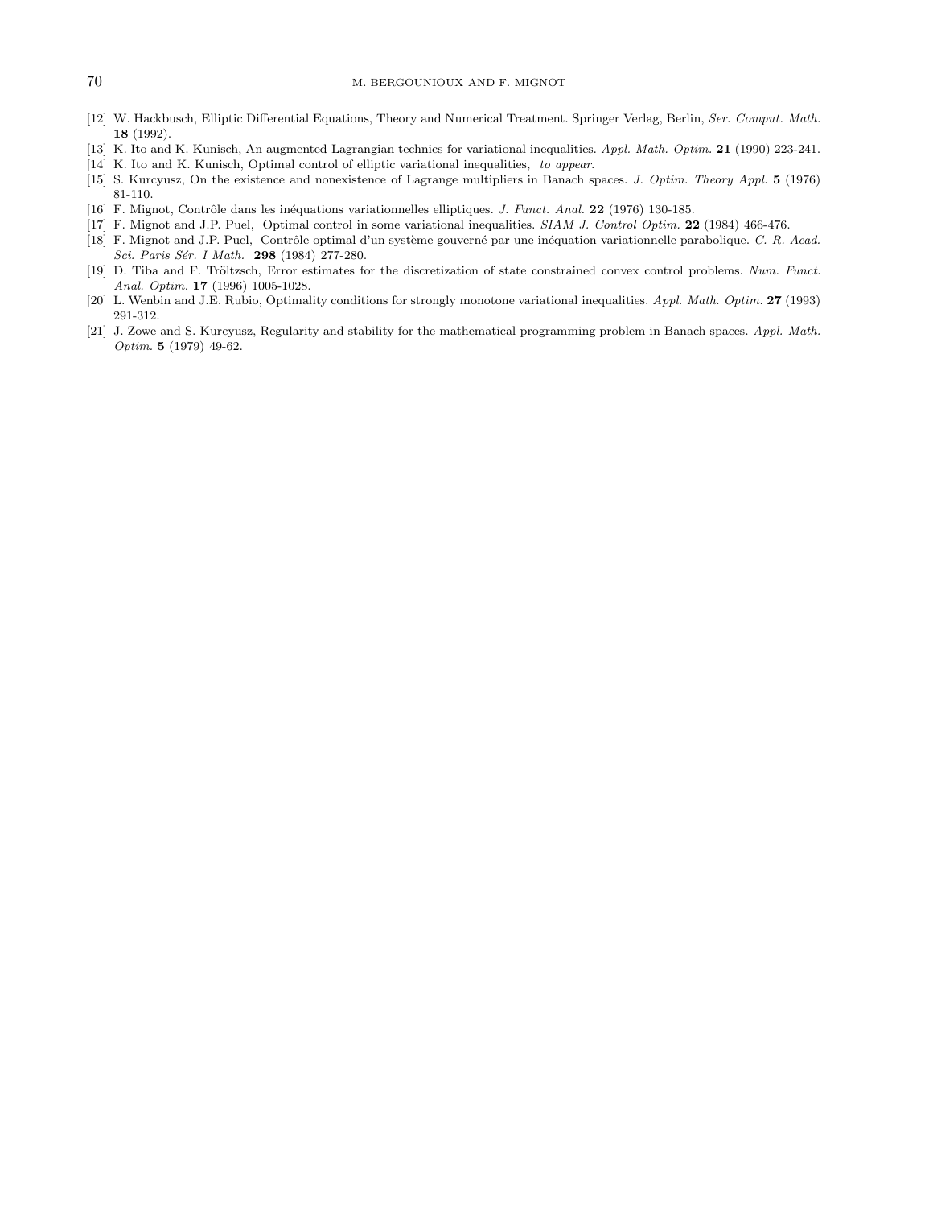[12] W. Hackbusch, Elliptic Differential Equations, Theory and Numerical Treatment. Springer Verlag, Berlin, *Ser. Comput. Math.* **18** (1992).

[13] K. Ito and K. Kunisch, An augmented Lagrangian technics for variational inequalities. *Appl. Math. Optim.* **21** (1990) 223-241.

[14] K. Ito and K. Kunisch, Optimal control of elliptic variational inequalities, *to appear*.

[15] S. Kurcyusz, On the existence and nonexistence of Lagrange multipliers in Banach spaces. *J. Optim. Theory Appl.* **5** (1976) 81-110.

[16] F. Mignot, Contrôle dans les inéquations variationnelles elliptiques. *J. Funct. Anal.* **22** (1976) 130-185.

[17] F. Mignot and J.P. Puel, Optimal control in some variational inequalities. *SIAM J. Control Optim.* **22** (1984) 466-476.

[18] F. Mignot and J.P. Puel, Contrôle optimal d'un système gouverné par une inéquation variationnelle parabolique. *C. R. Acad. Sci. Paris Sér. I Math.* **298** (1984) 277-280.

[19] D. Tiba and F. Tröltzsch, Error estimates for the discretization of state constrained convex control problems. *Num. Funct. Anal. Optim.* **17** (1996) 1005-1028.

[20] L. Wenbin and J.E. Rubio, Optimality conditions for strongly monotone variational inequalities. *Appl. Math. Optim.* **27** (1993) 291-312.

[21] J. Zowe and S. Kurcyusz, Regularity and stability for the mathematical programming problem in Banach spaces. *Appl. Math. Optim.* **5** (1979) 49-62.